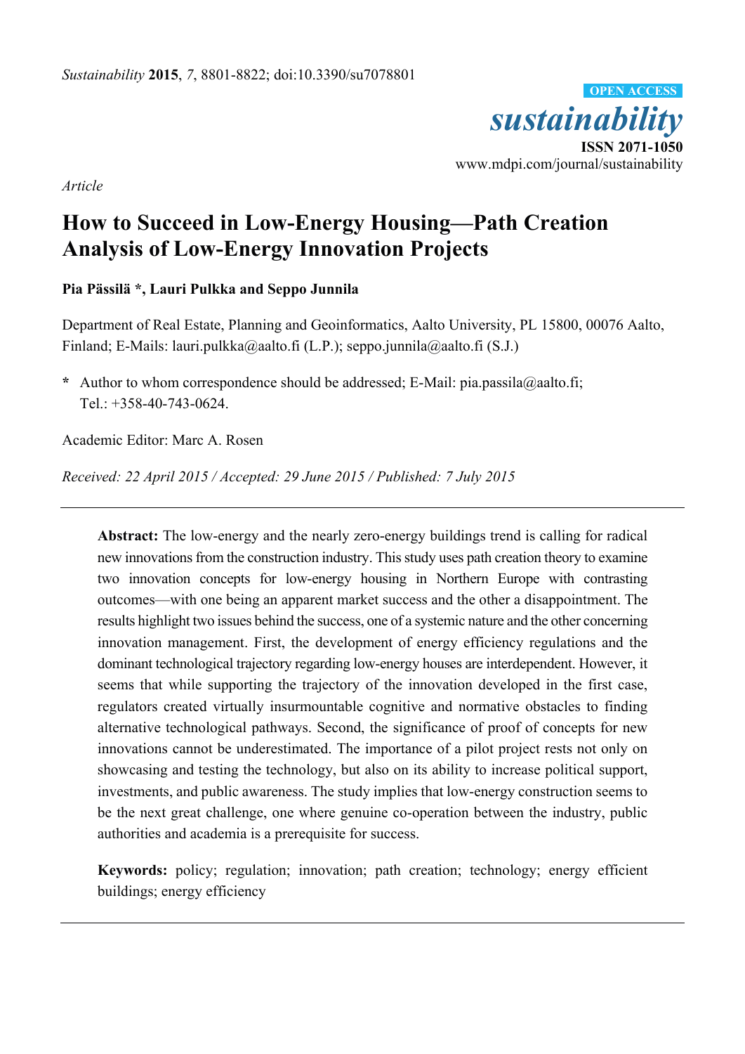*Sustainability* **2015**, *7*, 8801-8822; doi:10.3390/su7078801

OPEN ACCESS

*sustainability*

**ISSN 2071-1050**

www.mdpi.com/journal/sustainability

*Article*

# How to Succeed in Low-Energy Housing—Path Creation Analysis of Low-Energy Innovation Projects

**Pia Pässilä \*, Lauri Pulkka and Seppo Junnila**

Department of Real Estate, Planning and Geoinformatics, Aalto University, PL 15800, 00076 Aalto, Finland; E-Mails: lauri.pulkka@aalto.fi (L.P.); seppo.junnila@aalto.fi (S.J.)

**\*** Author to whom correspondence should be addressed; E-Mail: pia.passila@aalto.fi; Tel.: +358-40-743-0624.

Academic Editor: Marc A. Rosen

*Received: 22 April 2015 / Accepted: 29 June 2015 / Published: 7 July 2015*

---

**Abstract:** The low-energy and the nearly zero-energy buildings trend is calling for radical new innovations from the construction industry. This study uses path creation theory to examine two innovation concepts for low-energy housing in Northern Europe with contrasting outcomes—with one being an apparent market success and the other a disappointment. The results highlight two issues behind the success, one of a systemic nature and the other concerning innovation management. First, the development of energy efficiency regulations and the dominant technological trajectory regarding low-energy houses are interdependent. However, it seems that while supporting the trajectory of the innovation developed in the first case, regulators created virtually insurmountable cognitive and normative obstacles to finding alternative technological pathways. Second, the significance of proof of concepts for new innovations cannot be underestimated. The importance of a pilot project rests not only on showcasing and testing the technology, but also on its ability to increase political support, investments, and public awareness. The study implies that low-energy construction seems to be the next great challenge, one where genuine co-operation between the industry, public authorities and academia is a prerequisite for success.

**Keywords:** policy; regulation; innovation; path creation; technology; energy efficient buildings; energy efficiency

---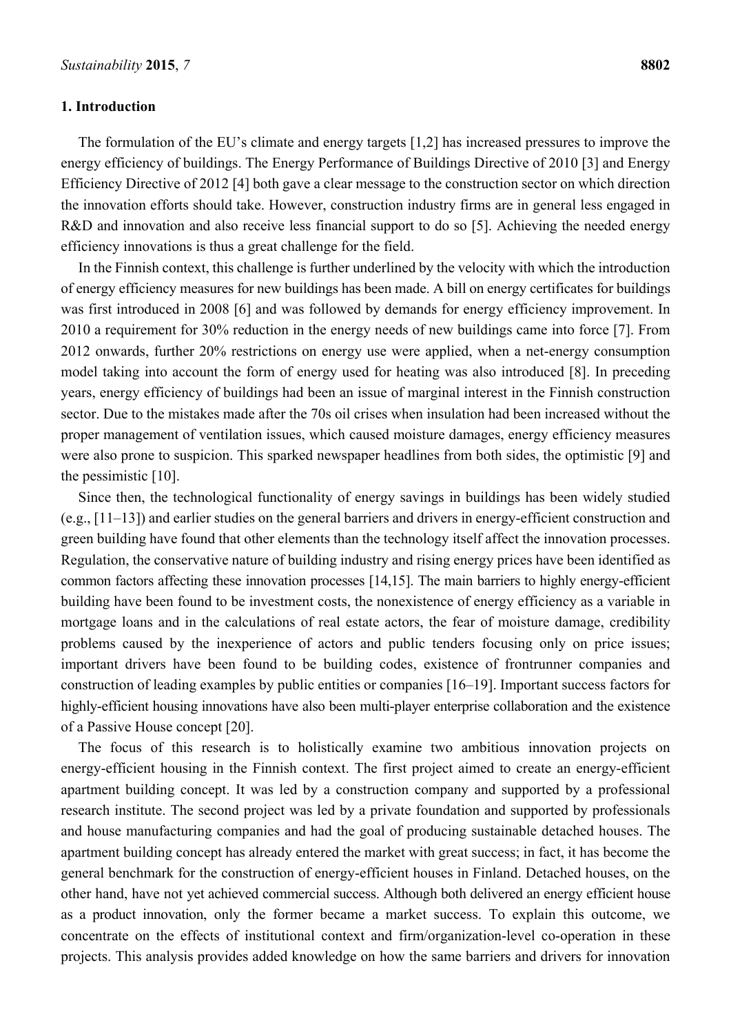## 1. Introduction

The formulation of the EU's climate and energy targets [1,2] has increased pressures to improve the energy efficiency of buildings. The Energy Performance of Buildings Directive of 2010 [3] and Energy Efficiency Directive of 2012 [4] both gave a clear message to the construction sector on which direction the innovation efforts should take. However, construction industry firms are in general less engaged in R&D and innovation and also receive less financial support to do so [5]. Achieving the needed energy efficiency innovations is thus a great challenge for the field.

In the Finnish context, this challenge is further underlined by the velocity with which the introduction of energy efficiency measures for new buildings has been made. A bill on energy certificates for buildings was first introduced in 2008 [6] and was followed by demands for energy efficiency improvement. In 2010 a requirement for 30% reduction in the energy needs of new buildings came into force [7]. From 2012 onwards, further 20% restrictions on energy use were applied, when a net-energy consumption model taking into account the form of energy used for heating was also introduced [8]. In preceding years, energy efficiency of buildings had been an issue of marginal interest in the Finnish construction sector. Due to the mistakes made after the 70s oil crises when insulation had been increased without the proper management of ventilation issues, which caused moisture damages, energy efficiency measures were also prone to suspicion. This sparked newspaper headlines from both sides, the optimistic [9] and the pessimistic [10].

Since then, the technological functionality of energy savings in buildings has been widely studied (e.g., [11–13]) and earlier studies on the general barriers and drivers in energy-efficient construction and green building have found that other elements than the technology itself affect the innovation processes. Regulation, the conservative nature of building industry and rising energy prices have been identified as common factors affecting these innovation processes [14,15]. The main barriers to highly energy-efficient building have been found to be investment costs, the nonexistence of energy efficiency as a variable in mortgage loans and in the calculations of real estate actors, the fear of moisture damage, credibility problems caused by the inexperience of actors and public tenders focusing only on price issues; important drivers have been found to be building codes, existence of frontrunner companies and construction of leading examples by public entities or companies [16–19]. Important success factors for highly-efficient housing innovations have also been multi-player enterprise collaboration and the existence of a Passive House concept [20].

The focus of this research is to holistically examine two ambitious innovation projects on energy-efficient housing in the Finnish context. The first project aimed to create an energy-efficient apartment building concept. It was led by a construction company and supported by a professional research institute. The second project was led by a private foundation and supported by professionals and house manufacturing companies and had the goal of producing sustainable detached houses. The apartment building concept has already entered the market with great success; in fact, it has become the general benchmark for the construction of energy-efficient houses in Finland. Detached houses, on the other hand, have not yet achieved commercial success. Although both delivered an energy efficient house as a product innovation, only the former became a market success. To explain this outcome, we concentrate on the effects of institutional context and firm/organization-level co-operation in these projects. This analysis provides added knowledge on how the same barriers and drivers for innovation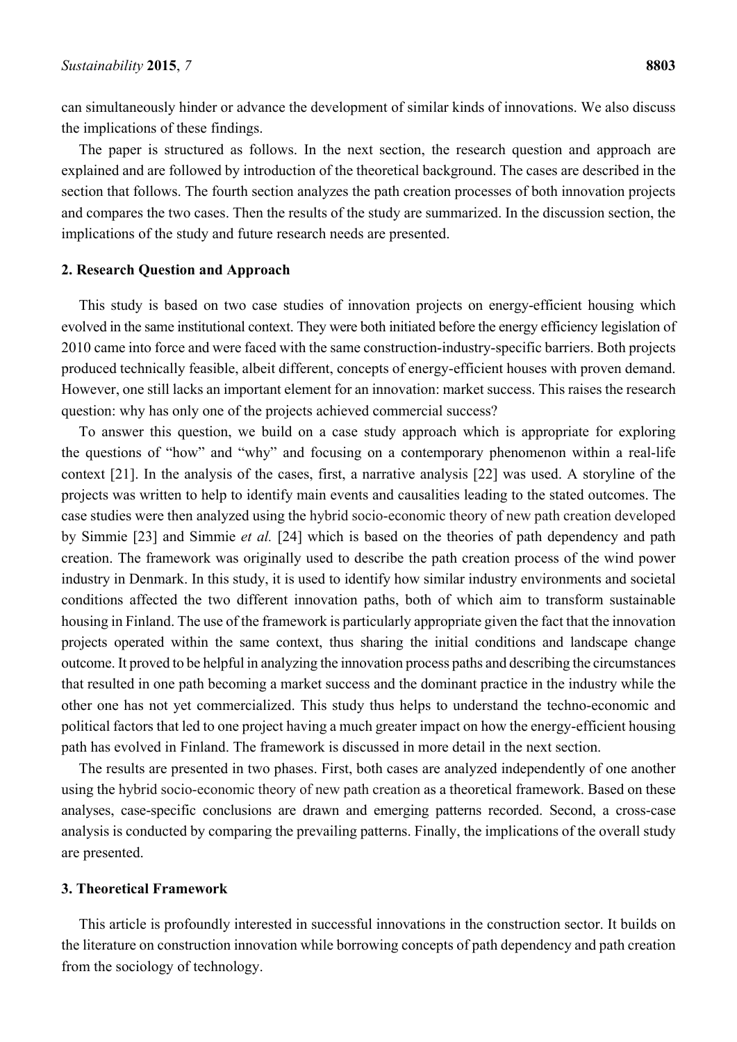can simultaneously hinder or advance the development of similar kinds of innovations. We also discuss the implications of these findings.

The paper is structured as follows. In the next section, the research question and approach are explained and are followed by introduction of the theoretical background. The cases are described in the section that follows. The fourth section analyzes the path creation processes of both innovation projects and compares the two cases. Then the results of the study are summarized. In the discussion section, the implications of the study and future research needs are presented.

## 2. Research Question and Approach

This study is based on two case studies of innovation projects on energy-efficient housing which evolved in the same institutional context. They were both initiated before the energy efficiency legislation of 2010 came into force and were faced with the same construction-industry-specific barriers. Both projects produced technically feasible, albeit different, concepts of energy-efficient houses with proven demand. However, one still lacks an important element for an innovation: market success. This raises the research question: why has only one of the projects achieved commercial success?

To answer this question, we build on a case study approach which is appropriate for exploring the questions of "how" and "why" and focusing on a contemporary phenomenon within a real-life context [21]. In the analysis of the cases, first, a narrative analysis [22] was used. A storyline of the projects was written to help to identify main events and causalities leading to the stated outcomes. The case studies were then analyzed using the hybrid socio-economic theory of new path creation developed by Simmie [23] and Simmie *et al.* [24] which is based on the theories of path dependency and path creation. The framework was originally used to describe the path creation process of the wind power industry in Denmark. In this study, it is used to identify how similar industry environments and societal conditions affected the two different innovation paths, both of which aim to transform sustainable housing in Finland. The use of the framework is particularly appropriate given the fact that the innovation projects operated within the same context, thus sharing the initial conditions and landscape change outcome. It proved to be helpful in analyzing the innovation process paths and describing the circumstances that resulted in one path becoming a market success and the dominant practice in the industry while the other one has not yet commercialized. This study thus helps to understand the techno-economic and political factors that led to one project having a much greater impact on how the energy-efficient housing path has evolved in Finland. The framework is discussed in more detail in the next section.

The results are presented in two phases. First, both cases are analyzed independently of one another using the hybrid socio-economic theory of new path creation as a theoretical framework. Based on these analyses, case-specific conclusions are drawn and emerging patterns recorded. Second, a cross-case analysis is conducted by comparing the prevailing patterns. Finally, the implications of the overall study are presented.

## 3. Theoretical Framework

This article is profoundly interested in successful innovations in the construction sector. It builds on the literature on construction innovation while borrowing concepts of path dependency and path creation from the sociology of technology.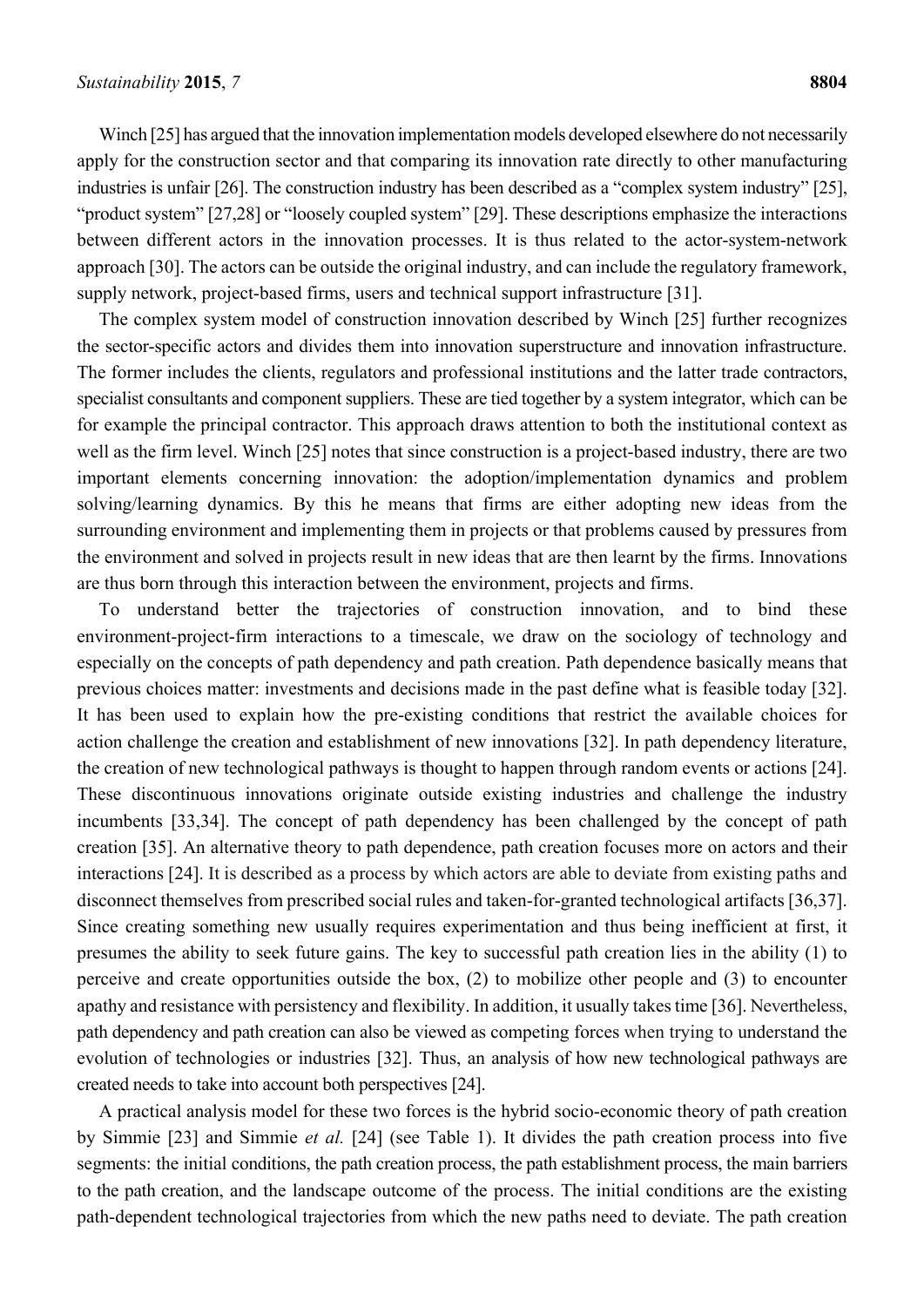Winch [25] has argued that the innovation implementation models developed elsewhere do not necessarily apply for the construction sector and that comparing its innovation rate directly to other manufacturing industries is unfair [26]. The construction industry has been described as a "complex system industry" [25], "product system" [27,28] or "loosely coupled system" [29]. These descriptions emphasize the interactions between different actors in the innovation processes. It is thus related to the actor-system-network approach [30]. The actors can be outside the original industry, and can include the regulatory framework, supply network, project-based firms, users and technical support infrastructure [31].

The complex system model of construction innovation described by Winch [25] further recognizes the sector-specific actors and divides them into innovation superstructure and innovation infrastructure. The former includes the clients, regulators and professional institutions and the latter trade contractors, specialist consultants and component suppliers. These are tied together by a system integrator, which can be for example the principal contractor. This approach draws attention to both the institutional context as well as the firm level. Winch [25] notes that since construction is a project-based industry, there are two important elements concerning innovation: the adoption/implementation dynamics and problem solving/learning dynamics. By this he means that firms are either adopting new ideas from the surrounding environment and implementing them in projects or that problems caused by pressures from the environment and solved in projects result in new ideas that are then learnt by the firms. Innovations are thus born through this interaction between the environment, projects and firms.

To understand better the trajectories of construction innovation, and to bind these environment-project-firm interactions to a timescale, we draw on the sociology of technology and especially on the concepts of path dependency and path creation. Path dependence basically means that previous choices matter: investments and decisions made in the past define what is feasible today [32]. It has been used to explain how the pre-existing conditions that restrict the available choices for action challenge the creation and establishment of new innovations [32]. In path dependency literature, the creation of new technological pathways is thought to happen through random events or actions [24]. These discontinuous innovations originate outside existing industries and challenge the industry incumbents [33,34]. The concept of path dependency has been challenged by the concept of path creation [35]. An alternative theory to path dependence, path creation focuses more on actors and their interactions [24]. It is described as a process by which actors are able to deviate from existing paths and disconnect themselves from prescribed social rules and taken-for-granted technological artifacts [36,37]. Since creating something new usually requires experimentation and thus being inefficient at first, it presumes the ability to seek future gains. The key to successful path creation lies in the ability (1) to perceive and create opportunities outside the box, (2) to mobilize other people and (3) to encounter apathy and resistance with persistency and flexibility. In addition, it usually takes time [36]. Nevertheless, path dependency and path creation can also be viewed as competing forces when trying to understand the evolution of technologies or industries [32]. Thus, an analysis of how new technological pathways are created needs to take into account both perspectives [24].

A practical analysis model for these two forces is the hybrid socio-economic theory of path creation by Simmie [23] and Simmie *et al.* [24] (see Table 1). It divides the path creation process into five segments: the initial conditions, the path creation process, the path establishment process, the main barriers to the path creation, and the landscape outcome of the process. The initial conditions are the existing path-dependent technological trajectories from which the new paths need to deviate. The path creation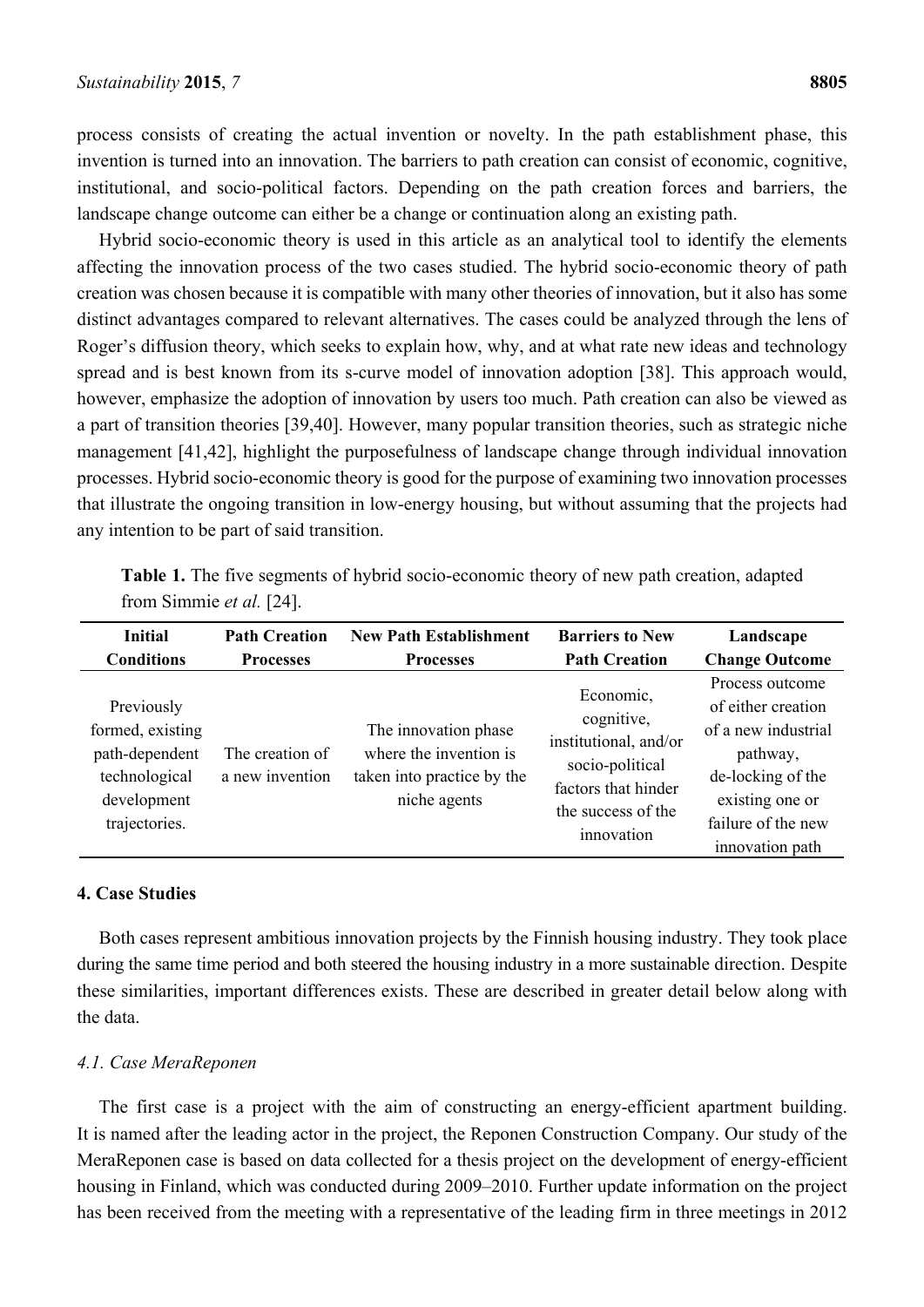process consists of creating the actual invention or novelty. In the path establishment phase, this invention is turned into an innovation. The barriers to path creation can consist of economic, cognitive, institutional, and socio-political factors. Depending on the path creation forces and barriers, the landscape change outcome can either be a change or continuation along an existing path.

Hybrid socio-economic theory is used in this article as an analytical tool to identify the elements affecting the innovation process of the two cases studied. The hybrid socio-economic theory of path creation was chosen because it is compatible with many other theories of innovation, but it also has some distinct advantages compared to relevant alternatives. The cases could be analyzed through the lens of Roger's diffusion theory, which seeks to explain how, why, and at what rate new ideas and technology spread and is best known from its s-curve model of innovation adoption [38]. This approach would, however, emphasize the adoption of innovation by users too much. Path creation can also be viewed as a part of transition theories [39,40]. However, many popular transition theories, such as strategic niche management [41,42], highlight the purposefulness of landscape change through individual innovation processes. Hybrid socio-economic theory is good for the purpose of examining two innovation processes that illustrate the ongoing transition in low-energy housing, but without assuming that the projects had any intention to be part of said transition.

**Table 1.** The five segments of hybrid socio-economic theory of new path creation, adapted from Simmie *et al.* [24].

| Initial Conditions | Path Creation Processes | New Path Establishment Processes | Barriers to New Path Creation | Landscape Change Outcome |
|---|---|---|---|---|
| Previously formed, existing path-dependent technological development trajectories. | The creation of a new invention | The innovation phase where the invention is taken into practice by the niche agents | Economic, cognitive, institutional, and/or socio-political factors that hinder the success of the innovation | Process outcome of either creation of a new industrial pathway, de-locking of the existing one or failure of the new innovation path |

## 4. Case Studies

Both cases represent ambitious innovation projects by the Finnish housing industry. They took place during the same time period and both steered the housing industry in a more sustainable direction. Despite these similarities, important differences exists. These are described in greater detail below along with the data.

### *4.1. Case MeraReponen*

The first case is a project with the aim of constructing an energy-efficient apartment building. It is named after the leading actor in the project, the Reponen Construction Company. Our study of the MeraReponen case is based on data collected for a thesis project on the development of energy-efficient housing in Finland, which was conducted during 2009–2010. Further update information on the project has been received from the meeting with a representative of the leading firm in three meetings in 2012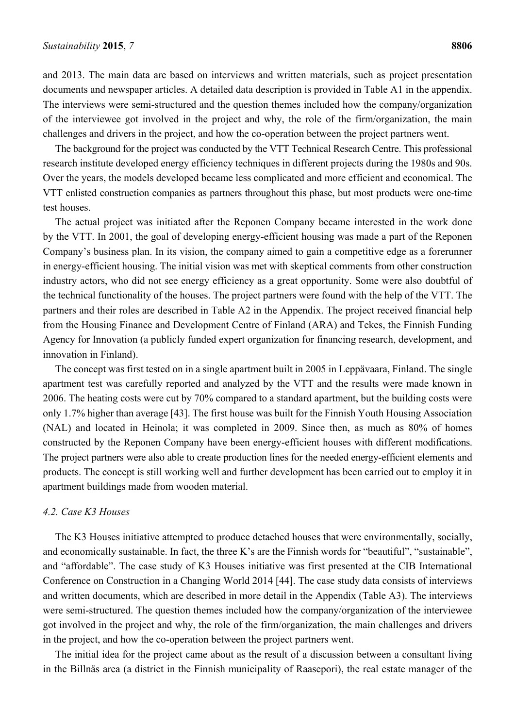and 2013. The main data are based on interviews and written materials, such as project presentation documents and newspaper articles. A detailed data description is provided in Table A1 in the appendix. The interviews were semi-structured and the question themes included how the company/organization of the interviewee got involved in the project and why, the role of the firm/organization, the main challenges and drivers in the project, and how the co-operation between the project partners went.

The background for the project was conducted by the VTT Technical Research Centre. This professional research institute developed energy efficiency techniques in different projects during the 1980s and 90s. Over the years, the models developed became less complicated and more efficient and economical. The VTT enlisted construction companies as partners throughout this phase, but most products were one-time test houses.

The actual project was initiated after the Reponen Company became interested in the work done by the VTT. In 2001, the goal of developing energy-efficient housing was made a part of the Reponen Company's business plan. In its vision, the company aimed to gain a competitive edge as a forerunner in energy-efficient housing. The initial vision was met with skeptical comments from other construction industry actors, who did not see energy efficiency as a great opportunity. Some were also doubtful of the technical functionality of the houses. The project partners were found with the help of the VTT. The partners and their roles are described in Table A2 in the Appendix. The project received financial help from the Housing Finance and Development Centre of Finland (ARA) and Tekes, the Finnish Funding Agency for Innovation (a publicly funded expert organization for financing research, development, and innovation in Finland).

The concept was first tested on in a single apartment built in 2005 in Leppävaara, Finland. The single apartment test was carefully reported and analyzed by the VTT and the results were made known in 2006. The heating costs were cut by 70% compared to a standard apartment, but the building costs were only 1.7% higher than average [43]. The first house was built for the Finnish Youth Housing Association (NAL) and located in Heinola; it was completed in 2009. Since then, as much as 80% of homes constructed by the Reponen Company have been energy-efficient houses with different modifications. The project partners were also able to create production lines for the needed energy-efficient elements and products. The concept is still working well and further development has been carried out to employ it in apartment buildings made from wooden material.

### *4.2. Case K3 Houses*

The K3 Houses initiative attempted to produce detached houses that were environmentally, socially, and economically sustainable. In fact, the three K's are the Finnish words for "beautiful", "sustainable", and "affordable". The case study of K3 Houses initiative was first presented at the CIB International Conference on Construction in a Changing World 2014 [44]. The case study data consists of interviews and written documents, which are described in more detail in the Appendix (Table A3). The interviews were semi-structured. The question themes included how the company/organization of the interviewee got involved in the project and why, the role of the firm/organization, the main challenges and drivers in the project, and how the co-operation between the project partners went.

The initial idea for the project came about as the result of a discussion between a consultant living in the Billnäs area (a district in the Finnish municipality of Raasepori), the real estate manager of the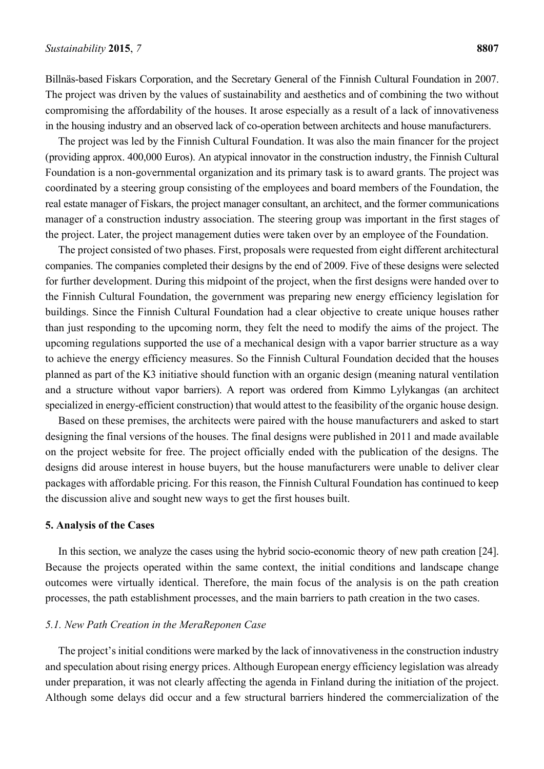Billnäs-based Fiskars Corporation, and the Secretary General of the Finnish Cultural Foundation in 2007. The project was driven by the values of sustainability and aesthetics and of combining the two without compromising the affordability of the houses. It arose especially as a result of a lack of innovativeness in the housing industry and an observed lack of co-operation between architects and house manufacturers.

The project was led by the Finnish Cultural Foundation. It was also the main financer for the project (providing approx. 400,000 Euros). An atypical innovator in the construction industry, the Finnish Cultural Foundation is a non-governmental organization and its primary task is to award grants. The project was coordinated by a steering group consisting of the employees and board members of the Foundation, the real estate manager of Fiskars, the project manager consultant, an architect, and the former communications manager of a construction industry association. The steering group was important in the first stages of the project. Later, the project management duties were taken over by an employee of the Foundation.

The project consisted of two phases. First, proposals were requested from eight different architectural companies. The companies completed their designs by the end of 2009. Five of these designs were selected for further development. During this midpoint of the project, when the first designs were handed over to the Finnish Cultural Foundation, the government was preparing new energy efficiency legislation for buildings. Since the Finnish Cultural Foundation had a clear objective to create unique houses rather than just responding to the upcoming norm, they felt the need to modify the aims of the project. The upcoming regulations supported the use of a mechanical design with a vapor barrier structure as a way to achieve the energy efficiency measures. So the Finnish Cultural Foundation decided that the houses planned as part of the K3 initiative should function with an organic design (meaning natural ventilation and a structure without vapor barriers). A report was ordered from Kimmo Lylykangas (an architect specialized in energy-efficient construction) that would attest to the feasibility of the organic house design.

Based on these premises, the architects were paired with the house manufacturers and asked to start designing the final versions of the houses. The final designs were published in 2011 and made available on the project website for free. The project officially ended with the publication of the designs. The designs did arouse interest in house buyers, but the house manufacturers were unable to deliver clear packages with affordable pricing. For this reason, the Finnish Cultural Foundation has continued to keep the discussion alive and sought new ways to get the first houses built.

## 5. Analysis of the Cases

In this section, we analyze the cases using the hybrid socio-economic theory of new path creation [24]. Because the projects operated within the same context, the initial conditions and landscape change outcomes were virtually identical. Therefore, the main focus of the analysis is on the path creation processes, the path establishment processes, and the main barriers to path creation in the two cases.

### *5.1. New Path Creation in the MeraReponen Case*

The project's initial conditions were marked by the lack of innovativeness in the construction industry and speculation about rising energy prices. Although European energy efficiency legislation was already under preparation, it was not clearly affecting the agenda in Finland during the initiation of the project. Although some delays did occur and a few structural barriers hindered the commercialization of the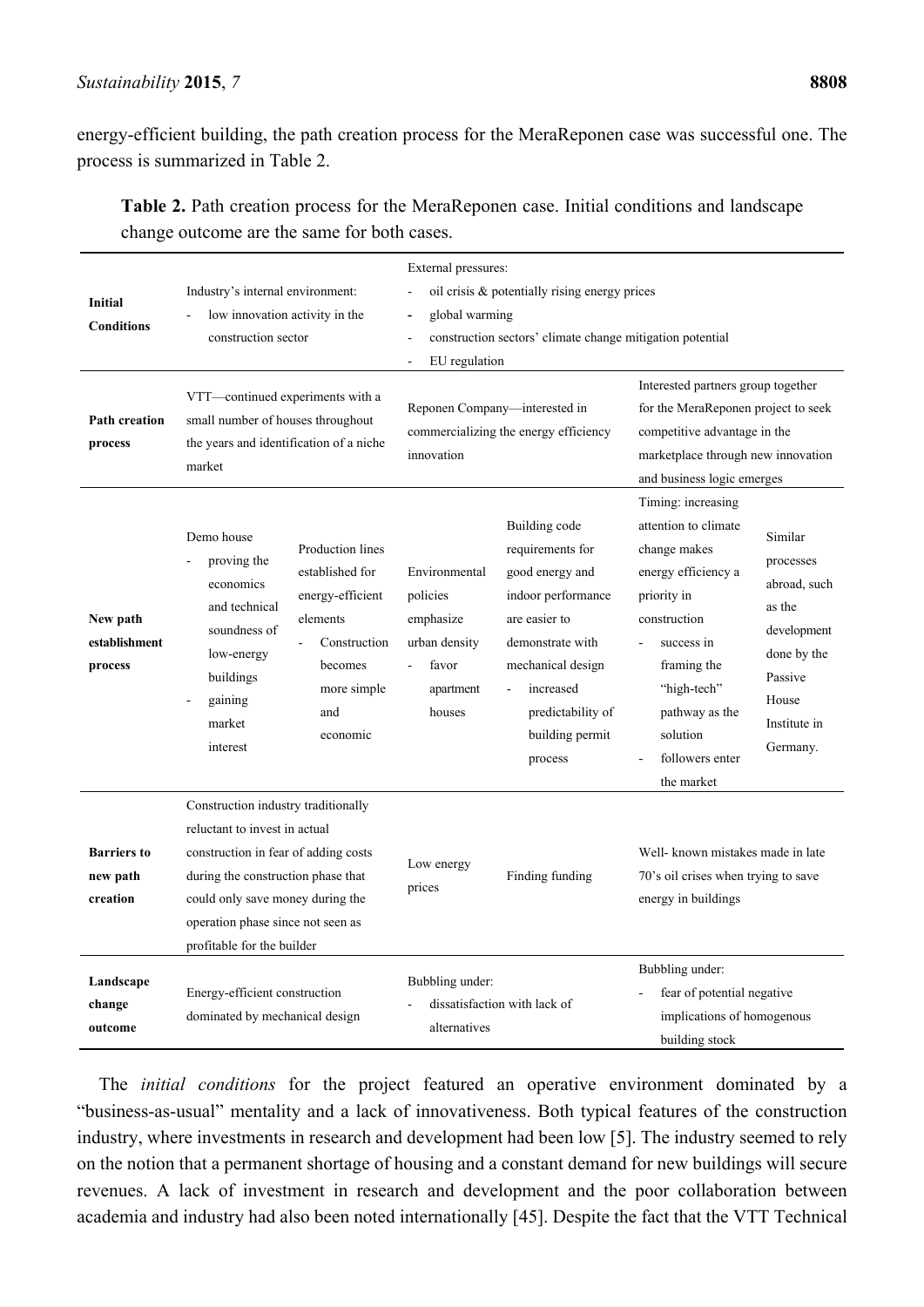energy-efficient building, the path creation process for the MeraReponen case was successful one. The process is summarized in Table 2.

**Table 2.** Path creation process for the MeraReponen case. Initial conditions and landscape change outcome are the same for both cases.

| | | | | | | |
|---|---|---|---|---|---|---|
| **Initial Conditions** | Industry's internal environment:<br>- low innovation activity in the construction sector | | External pressures:<br>- oil crisis & potentially rising energy prices<br>- global warming<br>- construction sectors' climate change mitigation potential<br>- EU regulation | | | |
| **Path creation process** | VTT—continued experiments with a small number of houses throughout the years and identification of a niche market | | Reponen Company—interested in commercializing the energy efficiency innovation | | Interested partners group together for the MeraReponen project to seek competitive advantage in the marketplace through new innovation and business logic emerges | |
| **New path establishment process** | Demo house<br>- proving the economics and technical soundness of low-energy buildings<br>- gaining market interest | Production lines established for energy-efficient elements<br>- Construction becomes more simple and economic | Environmental policies emphasize urban density<br>- favor apartment houses | Building code requirements for good energy and indoor performance are easier to demonstrate with mechanical design<br>- increased predictability of building permit process | Timing: increasing attention to climate change makes energy efficiency a priority in construction<br>- success in framing the "high-tech" pathway as the solution<br>- followers enter the market | Similar processes abroad, such as the development done by the Passive House Institute in Germany. |
| **Barriers to new path creation** | Construction industry traditionally reluctant to invest in actual construction in fear of adding costs during the construction phase that could only save money during the operation phase since not seen as profitable for the builder | | Low energy prices | Finding funding | Well- known mistakes made in late 70's oil crises when trying to save energy in buildings | |
| **Landscape change outcome** | Energy-efficient construction dominated by mechanical design | | Bubbling under:<br>- dissatisfaction with lack of alternatives | | Bubbling under:<br>- fear of potential negative implications of homogenous building stock | |

The *initial conditions* for the project featured an operative environment dominated by a "business-as-usual" mentality and a lack of innovativeness. Both typical features of the construction industry, where investments in research and development had been low [5]. The industry seemed to rely on the notion that a permanent shortage of housing and a constant demand for new buildings will secure revenues. A lack of investment in research and development and the poor collaboration between academia and industry had also been noted internationally [45]. Despite the fact that the VTT Technical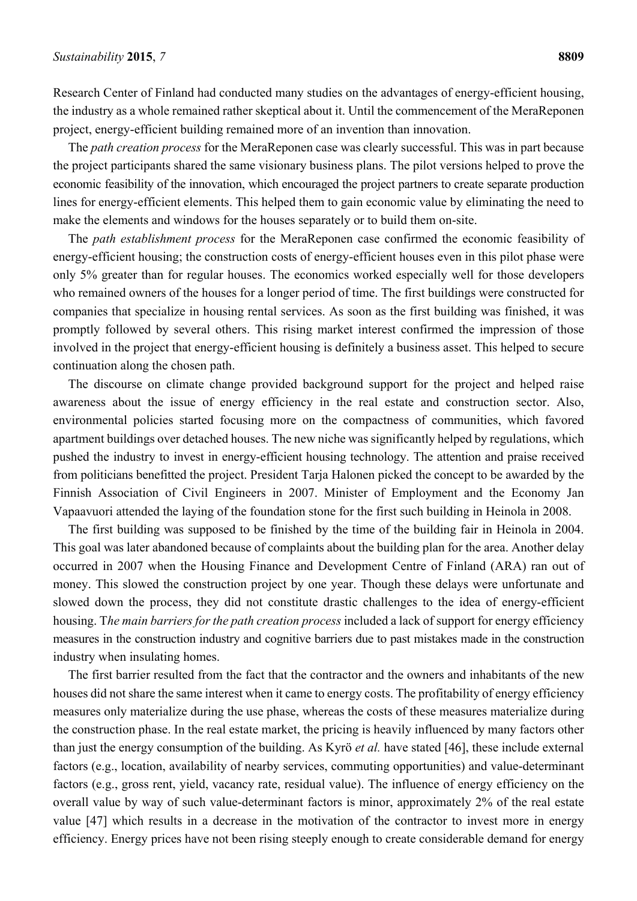Research Center of Finland had conducted many studies on the advantages of energy-efficient housing, the industry as a whole remained rather skeptical about it. Until the commencement of the MeraReponen project, energy-efficient building remained more of an invention than innovation.

The *path creation process* for the MeraReponen case was clearly successful. This was in part because the project participants shared the same visionary business plans. The pilot versions helped to prove the economic feasibility of the innovation, which encouraged the project partners to create separate production lines for energy-efficient elements. This helped them to gain economic value by eliminating the need to make the elements and windows for the houses separately or to build them on-site.

The *path establishment process* for the MeraReponen case confirmed the economic feasibility of energy-efficient housing; the construction costs of energy-efficient houses even in this pilot phase were only 5% greater than for regular houses. The economics worked especially well for those developers who remained owners of the houses for a longer period of time. The first buildings were constructed for companies that specialize in housing rental services. As soon as the first building was finished, it was promptly followed by several others. This rising market interest confirmed the impression of those involved in the project that energy-efficient housing is definitely a business asset. This helped to secure continuation along the chosen path.

The discourse on climate change provided background support for the project and helped raise awareness about the issue of energy efficiency in the real estate and construction sector. Also, environmental policies started focusing more on the compactness of communities, which favored apartment buildings over detached houses. The new niche was significantly helped by regulations, which pushed the industry to invest in energy-efficient housing technology. The attention and praise received from politicians benefitted the project. President Tarja Halonen picked the concept to be awarded by the Finnish Association of Civil Engineers in 2007. Minister of Employment and the Economy Jan Vapaavuori attended the laying of the foundation stone for the first such building in Heinola in 2008.

The first building was supposed to be finished by the time of the building fair in Heinola in 2004. This goal was later abandoned because of complaints about the building plan for the area. Another delay occurred in 2007 when the Housing Finance and Development Centre of Finland (ARA) ran out of money. This slowed the construction project by one year. Though these delays were unfortunate and slowed down the process, they did not constitute drastic challenges to the idea of energy-efficient housing. T*he main barriers for the path creation process* included a lack of support for energy efficiency measures in the construction industry and cognitive barriers due to past mistakes made in the construction industry when insulating homes.

The first barrier resulted from the fact that the contractor and the owners and inhabitants of the new houses did not share the same interest when it came to energy costs. The profitability of energy efficiency measures only materialize during the use phase, whereas the costs of these measures materialize during the construction phase. In the real estate market, the pricing is heavily influenced by many factors other than just the energy consumption of the building. As Kyrö *et al.* have stated [46], these include external factors (e.g., location, availability of nearby services, commuting opportunities) and value-determinant factors (e.g., gross rent, yield, vacancy rate, residual value). The influence of energy efficiency on the overall value by way of such value-determinant factors is minor, approximately 2% of the real estate value [47] which results in a decrease in the motivation of the contractor to invest more in energy efficiency. Energy prices have not been rising steeply enough to create considerable demand for energy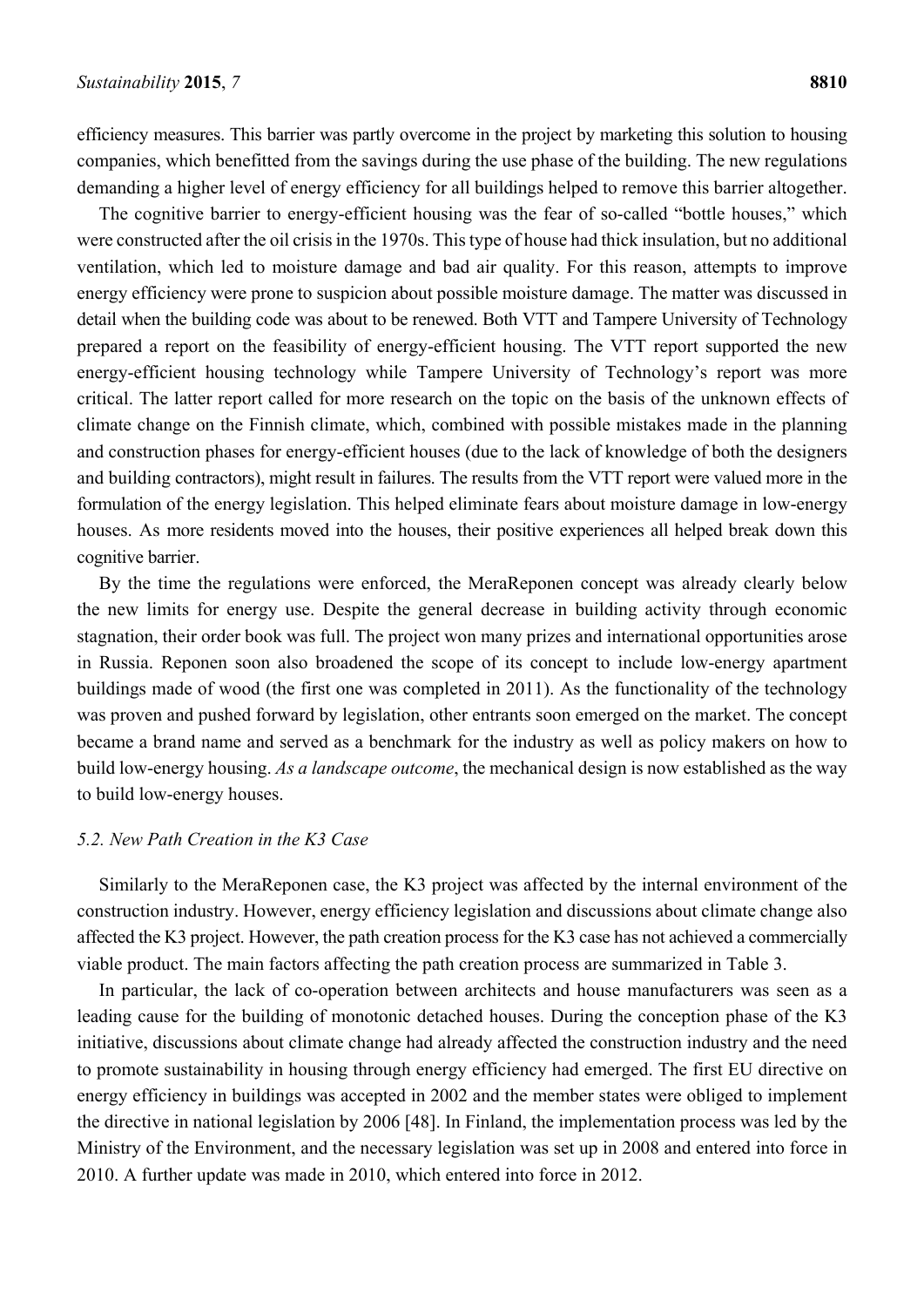efficiency measures. This barrier was partly overcome in the project by marketing this solution to housing companies, which benefitted from the savings during the use phase of the building. The new regulations demanding a higher level of energy efficiency for all buildings helped to remove this barrier altogether.

The cognitive barrier to energy-efficient housing was the fear of so-called "bottle houses," which were constructed after the oil crisis in the 1970s. This type of house had thick insulation, but no additional ventilation, which led to moisture damage and bad air quality. For this reason, attempts to improve energy efficiency were prone to suspicion about possible moisture damage. The matter was discussed in detail when the building code was about to be renewed. Both VTT and Tampere University of Technology prepared a report on the feasibility of energy-efficient housing. The VTT report supported the new energy-efficient housing technology while Tampere University of Technology's report was more critical. The latter report called for more research on the topic on the basis of the unknown effects of climate change on the Finnish climate, which, combined with possible mistakes made in the planning and construction phases for energy-efficient houses (due to the lack of knowledge of both the designers and building contractors), might result in failures. The results from the VTT report were valued more in the formulation of the energy legislation. This helped eliminate fears about moisture damage in low-energy houses. As more residents moved into the houses, their positive experiences all helped break down this cognitive barrier.

By the time the regulations were enforced, the MeraReponen concept was already clearly below the new limits for energy use. Despite the general decrease in building activity through economic stagnation, their order book was full. The project won many prizes and international opportunities arose in Russia. Reponen soon also broadened the scope of its concept to include low-energy apartment buildings made of wood (the first one was completed in 2011). As the functionality of the technology was proven and pushed forward by legislation, other entrants soon emerged on the market. The concept became a brand name and served as a benchmark for the industry as well as policy makers on how to build low-energy housing. *As a landscape outcome*, the mechanical design is now established as the way to build low-energy houses.

### *5.2. New Path Creation in the K3 Case*

Similarly to the MeraReponen case, the K3 project was affected by the internal environment of the construction industry. However, energy efficiency legislation and discussions about climate change also affected the K3 project. However, the path creation process for the K3 case has not achieved a commercially viable product. The main factors affecting the path creation process are summarized in Table 3.

In particular, the lack of co-operation between architects and house manufacturers was seen as a leading cause for the building of monotonic detached houses. During the conception phase of the K3 initiative, discussions about climate change had already affected the construction industry and the need to promote sustainability in housing through energy efficiency had emerged. The first EU directive on energy efficiency in buildings was accepted in 2002 and the member states were obliged to implement the directive in national legislation by 2006 [48]. In Finland, the implementation process was led by the Ministry of the Environment, and the necessary legislation was set up in 2008 and entered into force in 2010. A further update was made in 2010, which entered into force in 2012.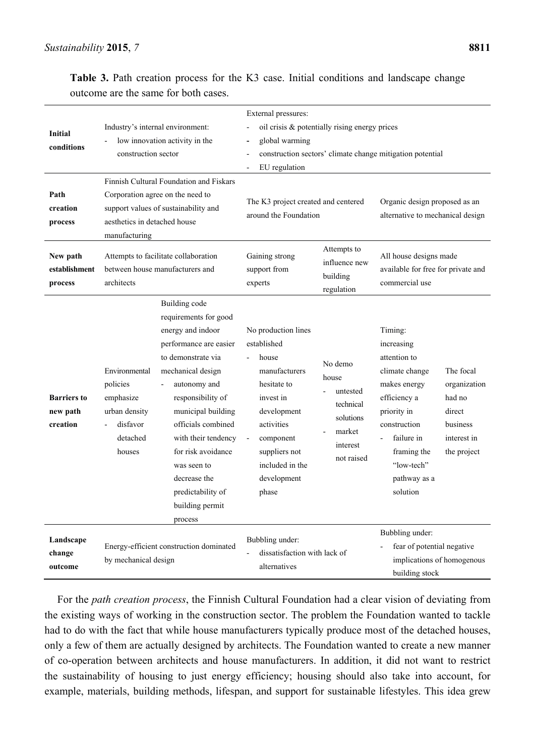**Table 3.** Path creation process for the K3 case. Initial conditions and landscape change outcome are the same for both cases.

| | | | | | | |
|---|---|---|---|---|---|---|
| **Initial conditions** | Industry's internal environment: - low innovation activity in the construction sector | | External pressures: - oil crisis & potentially rising energy prices - global warming - construction sectors' climate change mitigation potential - EU regulation | | | |
| **Path creation process** | Finnish Cultural Foundation and Fiskars Corporation agree on the need to support values of sustainability and aesthetics in detached house manufacturing | | The K3 project created and centered around the Foundation | | Organic design proposed as an alternative to mechanical design | |
| **New path establishment process** | Attempts to facilitate collaboration between house manufacturers and architects | | Gaining strong support from experts | Attempts to influence new building regulation | All house designs made available for free for private and commercial use | |
| **Barriers to new path creation** | Environmental policies emphasize urban density - disfavor detached houses | Building code requirements for good energy and indoor performance are easier to demonstrate via mechanical design - autonomy and responsibility of municipal building officials combined with their tendency for risk avoidance was seen to decrease the predictability of building permit process | No production lines established - house manufacturers hesitate to invest in development activities - component suppliers not included in the development phase | No demo house - untested technical solutions - market interest not raised | Timing: increasing attention to climate change makes energy efficiency a priority in construction - failure in framing the "low-tech" pathway as a solution | The focal organization had no direct business interest in the project |
| **Landscape change outcome** | Energy-efficient construction dominated by mechanical design | | Bubbling under: - dissatisfaction with lack of alternatives | | Bubbling under: - fear of potential negative implications of homogenous building stock | |

For the *path creation process*, the Finnish Cultural Foundation had a clear vision of deviating from the existing ways of working in the construction sector. The problem the Foundation wanted to tackle had to do with the fact that while house manufacturers typically produce most of the detached houses, only a few of them are actually designed by architects. The Foundation wanted to create a new manner of co-operation between architects and house manufacturers. In addition, it did not want to restrict the sustainability of housing to just energy efficiency; housing should also take into account, for example, materials, building methods, lifespan, and support for sustainable lifestyles. This idea grew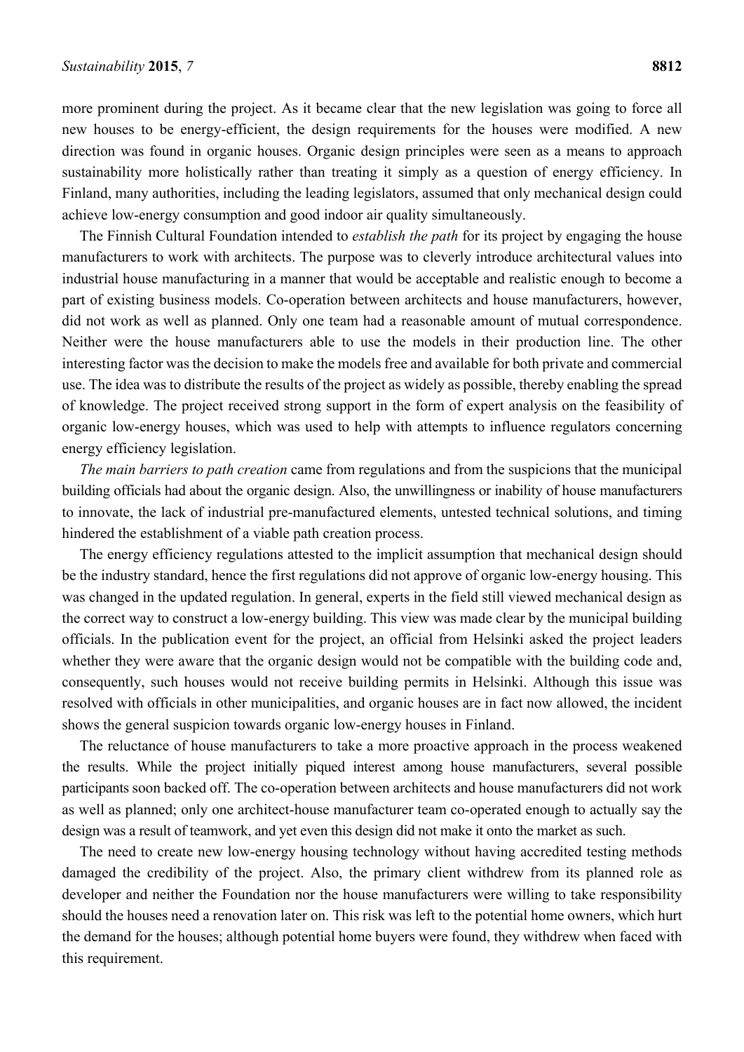more prominent during the project. As it became clear that the new legislation was going to force all new houses to be energy-efficient, the design requirements for the houses were modified. A new direction was found in organic houses. Organic design principles were seen as a means to approach sustainability more holistically rather than treating it simply as a question of energy efficiency. In Finland, many authorities, including the leading legislators, assumed that only mechanical design could achieve low-energy consumption and good indoor air quality simultaneously.

The Finnish Cultural Foundation intended to *establish the path* for its project by engaging the house manufacturers to work with architects. The purpose was to cleverly introduce architectural values into industrial house manufacturing in a manner that would be acceptable and realistic enough to become a part of existing business models. Co-operation between architects and house manufacturers, however, did not work as well as planned. Only one team had a reasonable amount of mutual correspondence. Neither were the house manufacturers able to use the models in their production line. The other interesting factor was the decision to make the models free and available for both private and commercial use. The idea was to distribute the results of the project as widely as possible, thereby enabling the spread of knowledge. The project received strong support in the form of expert analysis on the feasibility of organic low-energy houses, which was used to help with attempts to influence regulators concerning energy efficiency legislation.

*The main barriers to path creation* came from regulations and from the suspicions that the municipal building officials had about the organic design. Also, the unwillingness or inability of house manufacturers to innovate, the lack of industrial pre-manufactured elements, untested technical solutions, and timing hindered the establishment of a viable path creation process.

The energy efficiency regulations attested to the implicit assumption that mechanical design should be the industry standard, hence the first regulations did not approve of organic low-energy housing. This was changed in the updated regulation. In general, experts in the field still viewed mechanical design as the correct way to construct a low-energy building. This view was made clear by the municipal building officials. In the publication event for the project, an official from Helsinki asked the project leaders whether they were aware that the organic design would not be compatible with the building code and, consequently, such houses would not receive building permits in Helsinki. Although this issue was resolved with officials in other municipalities, and organic houses are in fact now allowed, the incident shows the general suspicion towards organic low-energy houses in Finland.

The reluctance of house manufacturers to take a more proactive approach in the process weakened the results. While the project initially piqued interest among house manufacturers, several possible participants soon backed off. The co-operation between architects and house manufacturers did not work as well as planned; only one architect-house manufacturer team co-operated enough to actually say the design was a result of teamwork, and yet even this design did not make it onto the market as such.

The need to create new low-energy housing technology without having accredited testing methods damaged the credibility of the project. Also, the primary client withdrew from its planned role as developer and neither the Foundation nor the house manufacturers were willing to take responsibility should the houses need a renovation later on. This risk was left to the potential home owners, which hurt the demand for the houses; although potential home buyers were found, they withdrew when faced with this requirement.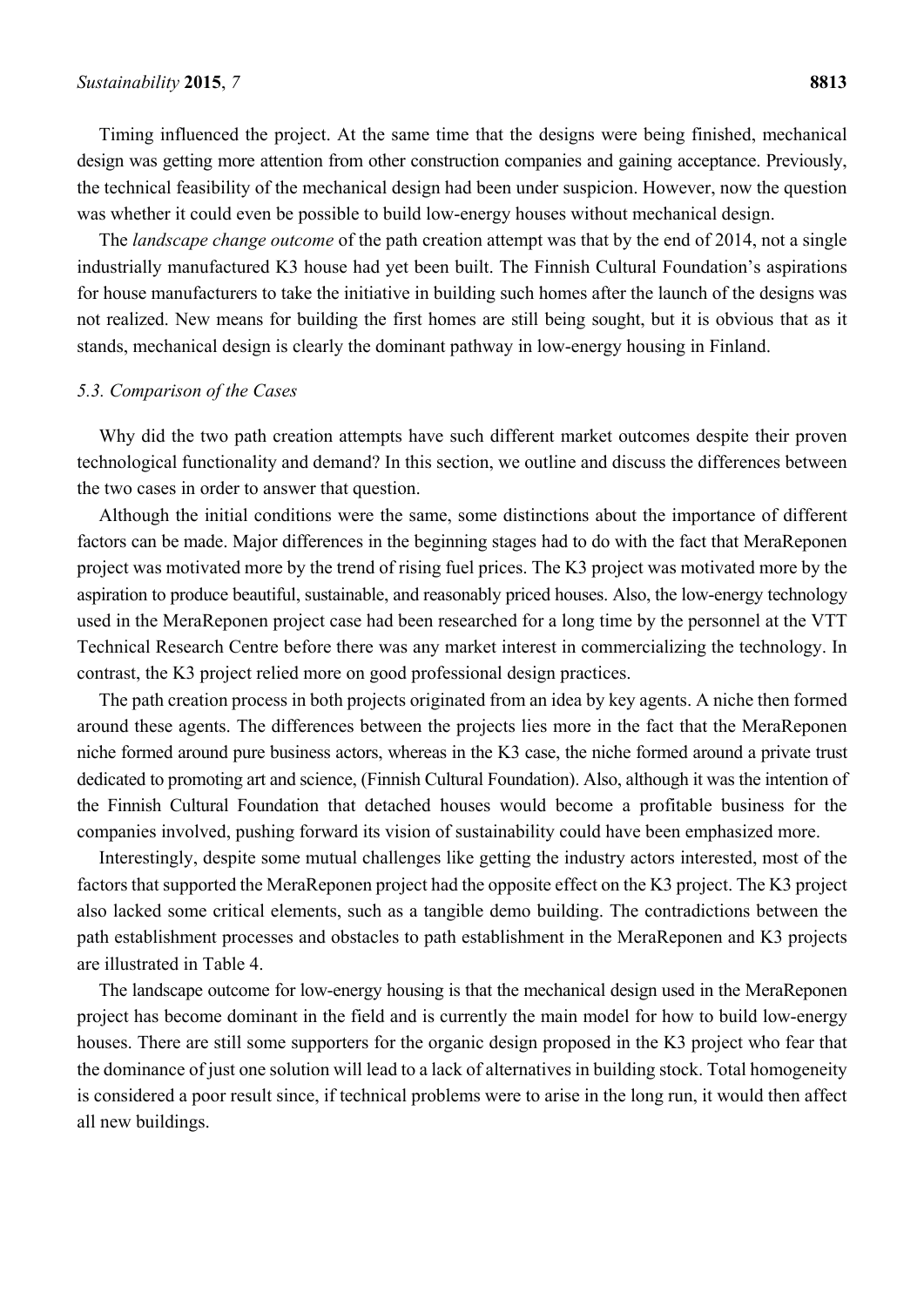Timing influenced the project. At the same time that the designs were being finished, mechanical design was getting more attention from other construction companies and gaining acceptance. Previously, the technical feasibility of the mechanical design had been under suspicion. However, now the question was whether it could even be possible to build low-energy houses without mechanical design.

The *landscape change outcome* of the path creation attempt was that by the end of 2014, not a single industrially manufactured K3 house had yet been built. The Finnish Cultural Foundation's aspirations for house manufacturers to take the initiative in building such homes after the launch of the designs was not realized. New means for building the first homes are still being sought, but it is obvious that as it stands, mechanical design is clearly the dominant pathway in low-energy housing in Finland.

### *5.3. Comparison of the Cases*

Why did the two path creation attempts have such different market outcomes despite their proven technological functionality and demand? In this section, we outline and discuss the differences between the two cases in order to answer that question.

Although the initial conditions were the same, some distinctions about the importance of different factors can be made. Major differences in the beginning stages had to do with the fact that MeraReponen project was motivated more by the trend of rising fuel prices. The K3 project was motivated more by the aspiration to produce beautiful, sustainable, and reasonably priced houses. Also, the low-energy technology used in the MeraReponen project case had been researched for a long time by the personnel at the VTT Technical Research Centre before there was any market interest in commercializing the technology. In contrast, the K3 project relied more on good professional design practices.

The path creation process in both projects originated from an idea by key agents. A niche then formed around these agents. The differences between the projects lies more in the fact that the MeraReponen niche formed around pure business actors, whereas in the K3 case, the niche formed around a private trust dedicated to promoting art and science, (Finnish Cultural Foundation). Also, although it was the intention of the Finnish Cultural Foundation that detached houses would become a profitable business for the companies involved, pushing forward its vision of sustainability could have been emphasized more.

Interestingly, despite some mutual challenges like getting the industry actors interested, most of the factors that supported the MeraReponen project had the opposite effect on the K3 project. The K3 project also lacked some critical elements, such as a tangible demo building. The contradictions between the path establishment processes and obstacles to path establishment in the MeraReponen and K3 projects are illustrated in Table 4.

The landscape outcome for low-energy housing is that the mechanical design used in the MeraReponen project has become dominant in the field and is currently the main model for how to build low-energy houses. There are still some supporters for the organic design proposed in the K3 project who fear that the dominance of just one solution will lead to a lack of alternatives in building stock. Total homogeneity is considered a poor result since, if technical problems were to arise in the long run, it would then affect all new buildings.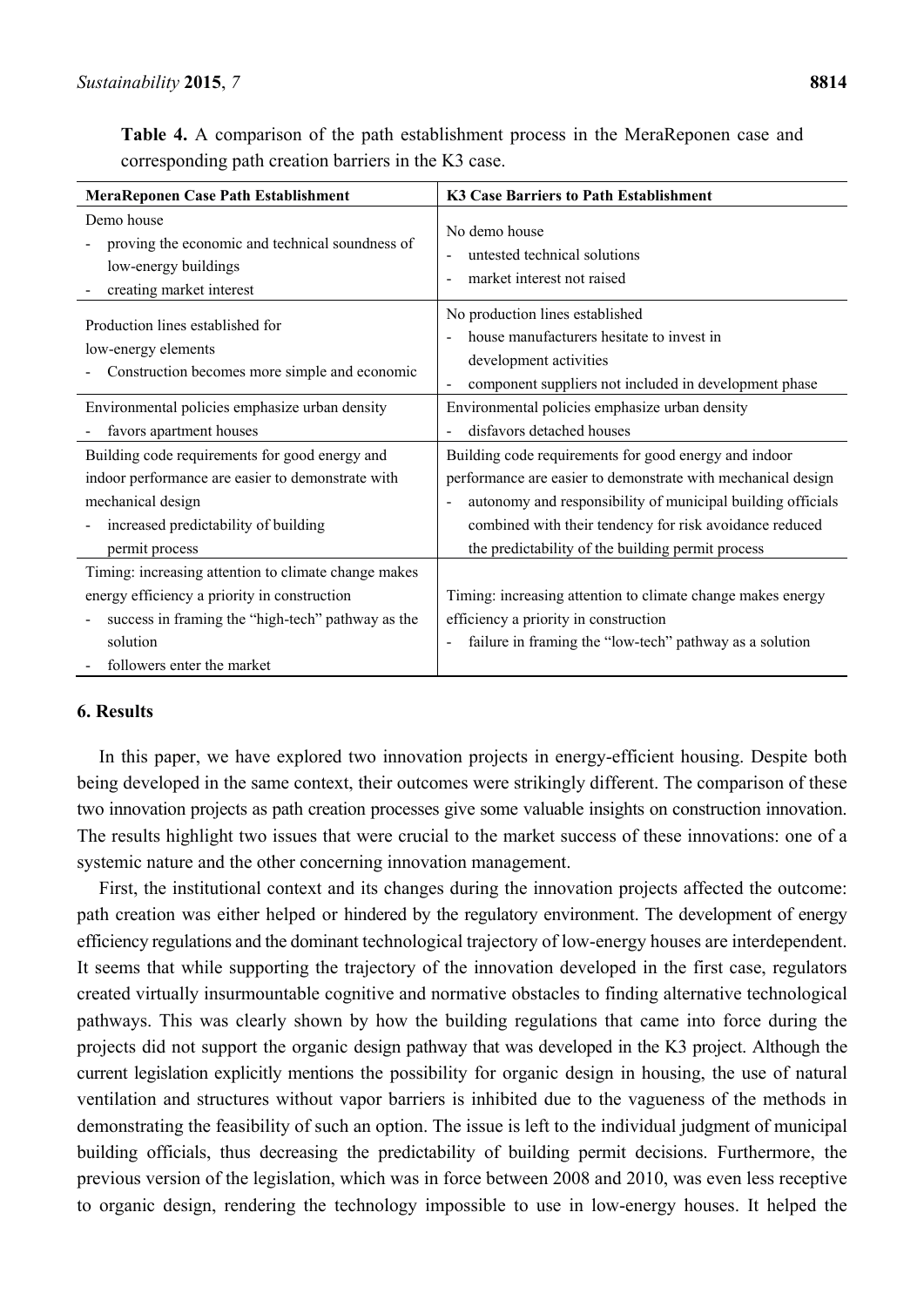**Table 4.** A comparison of the path establishment process in the MeraReponen case and corresponding path creation barriers in the K3 case.

| MeraReponen Case Path Establishment | K3 Case Barriers to Path Establishment |
|---|---|
| Demo house<br>- proving the economic and technical soundness of low-energy buildings<br>- creating market interest | No demo house<br>- untested technical solutions<br>- market interest not raised |
| Production lines established for low-energy elements<br>- Construction becomes more simple and economic | No production lines established<br>- house manufacturers hesitate to invest in development activities<br>- component suppliers not included in development phase |
| Environmental policies emphasize urban density<br>- favors apartment houses | Environmental policies emphasize urban density<br>- disfavors detached houses |
| Building code requirements for good energy and indoor performance are easier to demonstrate with mechanical design<br>- increased predictability of building permit process | Building code requirements for good energy and indoor performance are easier to demonstrate with mechanical design<br>- autonomy and responsibility of municipal building officials combined with their tendency for risk avoidance reduced the predictability of the building permit process |
| Timing: increasing attention to climate change makes energy efficiency a priority in construction<br>- success in framing the "high-tech" pathway as the solution<br>- followers enter the market | Timing: increasing attention to climate change makes energy efficiency a priority in construction<br>- failure in framing the "low-tech" pathway as a solution |

## 6. Results

In this paper, we have explored two innovation projects in energy-efficient housing. Despite both being developed in the same context, their outcomes were strikingly different. The comparison of these two innovation projects as path creation processes give some valuable insights on construction innovation. The results highlight two issues that were crucial to the market success of these innovations: one of a systemic nature and the other concerning innovation management.

First, the institutional context and its changes during the innovation projects affected the outcome: path creation was either helped or hindered by the regulatory environment. The development of energy efficiency regulations and the dominant technological trajectory of low-energy houses are interdependent. It seems that while supporting the trajectory of the innovation developed in the first case, regulators created virtually insurmountable cognitive and normative obstacles to finding alternative technological pathways. This was clearly shown by how the building regulations that came into force during the projects did not support the organic design pathway that was developed in the K3 project. Although the current legislation explicitly mentions the possibility for organic design in housing, the use of natural ventilation and structures without vapor barriers is inhibited due to the vagueness of the methods in demonstrating the feasibility of such an option. The issue is left to the individual judgment of municipal building officials, thus decreasing the predictability of building permit decisions. Furthermore, the previous version of the legislation, which was in force between 2008 and 2010, was even less receptive to organic design, rendering the technology impossible to use in low-energy houses. It helped the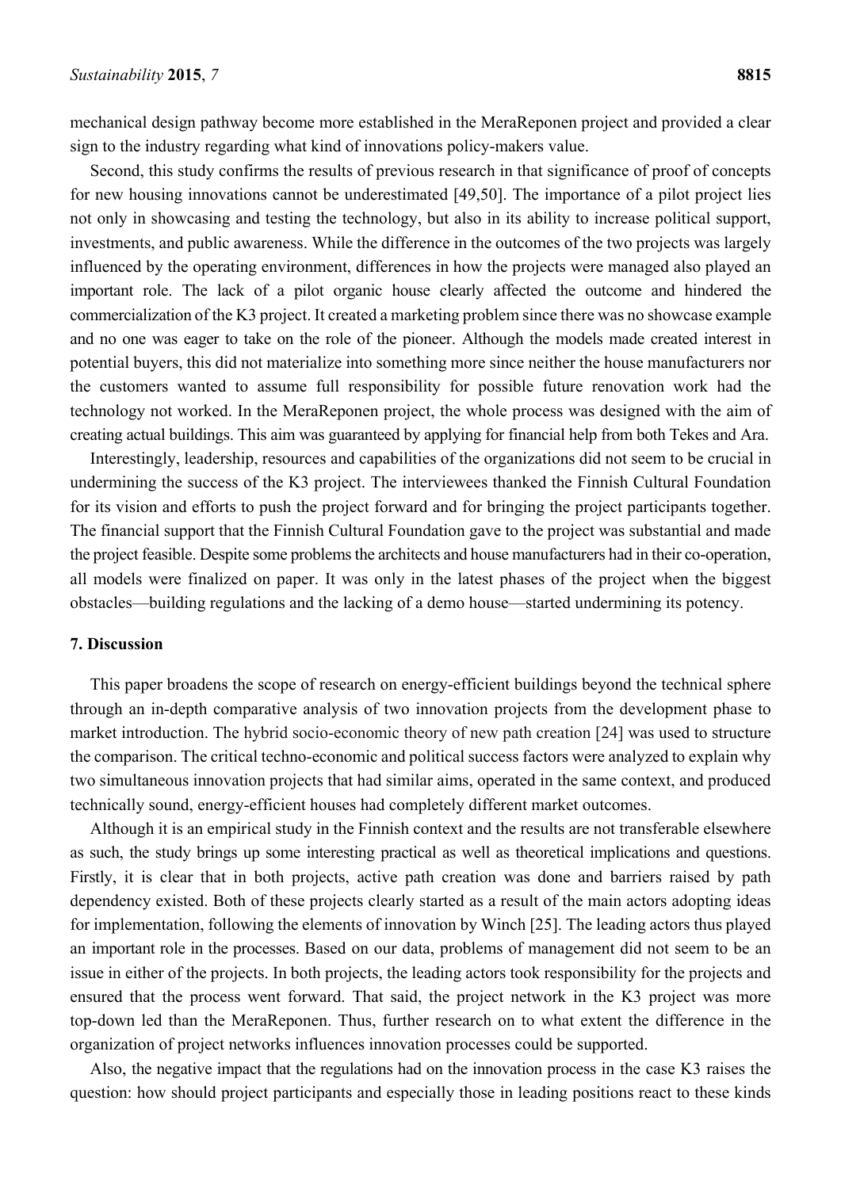mechanical design pathway become more established in the MeraReponen project and provided a clear sign to the industry regarding what kind of innovations policy-makers value.

Second, this study confirms the results of previous research in that significance of proof of concepts for new housing innovations cannot be underestimated [49,50]. The importance of a pilot project lies not only in showcasing and testing the technology, but also in its ability to increase political support, investments, and public awareness. While the difference in the outcomes of the two projects was largely influenced by the operating environment, differences in how the projects were managed also played an important role. The lack of a pilot organic house clearly affected the outcome and hindered the commercialization of the K3 project. It created a marketing problem since there was no showcase example and no one was eager to take on the role of the pioneer. Although the models made created interest in potential buyers, this did not materialize into something more since neither the house manufacturers nor the customers wanted to assume full responsibility for possible future renovation work had the technology not worked. In the MeraReponen project, the whole process was designed with the aim of creating actual buildings. This aim was guaranteed by applying for financial help from both Tekes and Ara.

Interestingly, leadership, resources and capabilities of the organizations did not seem to be crucial in undermining the success of the K3 project. The interviewees thanked the Finnish Cultural Foundation for its vision and efforts to push the project forward and for bringing the project participants together. The financial support that the Finnish Cultural Foundation gave to the project was substantial and made the project feasible. Despite some problems the architects and house manufacturers had in their co-operation, all models were finalized on paper. It was only in the latest phases of the project when the biggest obstacles—building regulations and the lacking of a demo house—started undermining its potency.

## 7. Discussion

This paper broadens the scope of research on energy-efficient buildings beyond the technical sphere through an in-depth comparative analysis of two innovation projects from the development phase to market introduction. The hybrid socio-economic theory of new path creation [24] was used to structure the comparison. The critical techno-economic and political success factors were analyzed to explain why two simultaneous innovation projects that had similar aims, operated in the same context, and produced technically sound, energy-efficient houses had completely different market outcomes.

Although it is an empirical study in the Finnish context and the results are not transferable elsewhere as such, the study brings up some interesting practical as well as theoretical implications and questions. Firstly, it is clear that in both projects, active path creation was done and barriers raised by path dependency existed. Both of these projects clearly started as a result of the main actors adopting ideas for implementation, following the elements of innovation by Winch [25]. The leading actors thus played an important role in the processes. Based on our data, problems of management did not seem to be an issue in either of the projects. In both projects, the leading actors took responsibility for the projects and ensured that the process went forward. That said, the project network in the K3 project was more top-down led than the MeraReponen. Thus, further research on to what extent the difference in the organization of project networks influences innovation processes could be supported.

Also, the negative impact that the regulations had on the innovation process in the case K3 raises the question: how should project participants and especially those in leading positions react to these kinds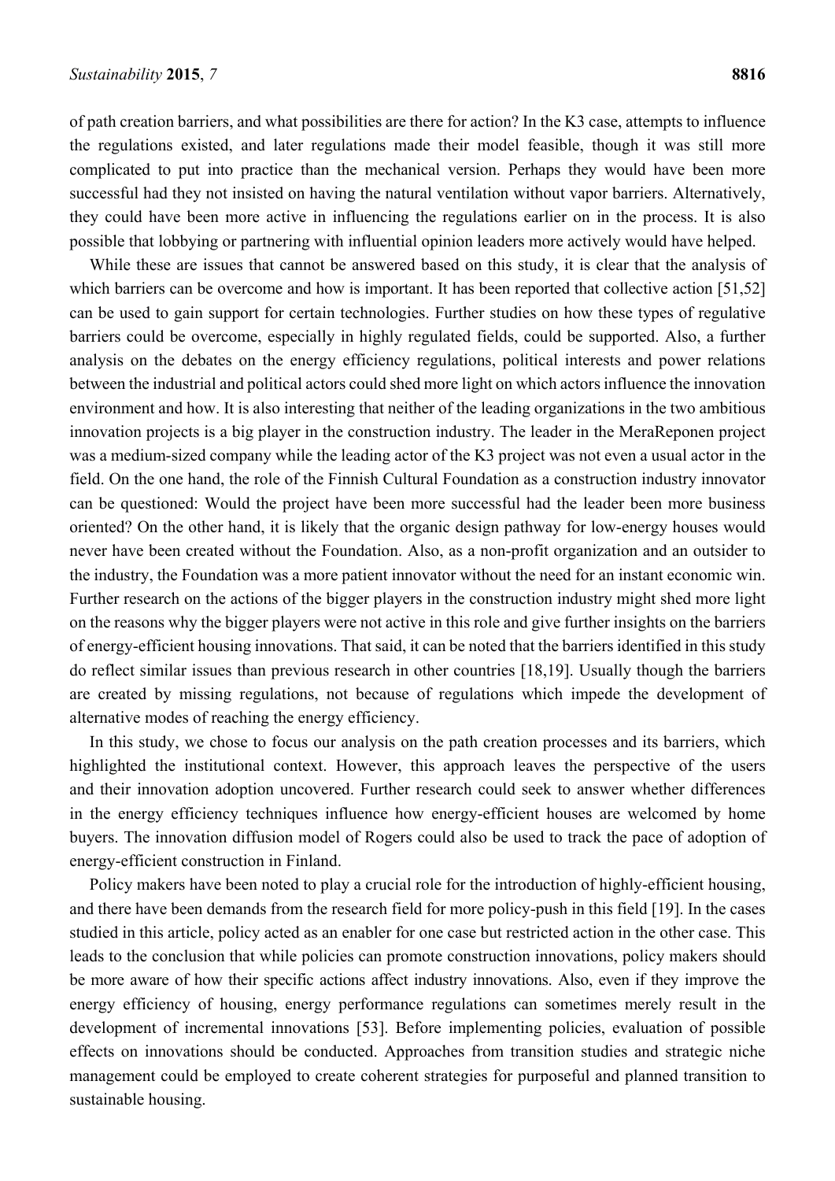of path creation barriers, and what possibilities are there for action? In the K3 case, attempts to influence the regulations existed, and later regulations made their model feasible, though it was still more complicated to put into practice than the mechanical version. Perhaps they would have been more successful had they not insisted on having the natural ventilation without vapor barriers. Alternatively, they could have been more active in influencing the regulations earlier on in the process. It is also possible that lobbying or partnering with influential opinion leaders more actively would have helped.

While these are issues that cannot be answered based on this study, it is clear that the analysis of which barriers can be overcome and how is important. It has been reported that collective action [51,52] can be used to gain support for certain technologies. Further studies on how these types of regulative barriers could be overcome, especially in highly regulated fields, could be supported. Also, a further analysis on the debates on the energy efficiency regulations, political interests and power relations between the industrial and political actors could shed more light on which actors influence the innovation environment and how. It is also interesting that neither of the leading organizations in the two ambitious innovation projects is a big player in the construction industry. The leader in the MeraReponen project was a medium-sized company while the leading actor of the K3 project was not even a usual actor in the field. On the one hand, the role of the Finnish Cultural Foundation as a construction industry innovator can be questioned: Would the project have been more successful had the leader been more business oriented? On the other hand, it is likely that the organic design pathway for low-energy houses would never have been created without the Foundation. Also, as a non-profit organization and an outsider to the industry, the Foundation was a more patient innovator without the need for an instant economic win. Further research on the actions of the bigger players in the construction industry might shed more light on the reasons why the bigger players were not active in this role and give further insights on the barriers of energy-efficient housing innovations. That said, it can be noted that the barriers identified in this study do reflect similar issues than previous research in other countries [18,19]. Usually though the barriers are created by missing regulations, not because of regulations which impede the development of alternative modes of reaching the energy efficiency.

In this study, we chose to focus our analysis on the path creation processes and its barriers, which highlighted the institutional context. However, this approach leaves the perspective of the users and their innovation adoption uncovered. Further research could seek to answer whether differences in the energy efficiency techniques influence how energy-efficient houses are welcomed by home buyers. The innovation diffusion model of Rogers could also be used to track the pace of adoption of energy-efficient construction in Finland.

Policy makers have been noted to play a crucial role for the introduction of highly-efficient housing, and there have been demands from the research field for more policy-push in this field [19]. In the cases studied in this article, policy acted as an enabler for one case but restricted action in the other case. This leads to the conclusion that while policies can promote construction innovations, policy makers should be more aware of how their specific actions affect industry innovations. Also, even if they improve the energy efficiency of housing, energy performance regulations can sometimes merely result in the development of incremental innovations [53]. Before implementing policies, evaluation of possible effects on innovations should be conducted. Approaches from transition studies and strategic niche management could be employed to create coherent strategies for purposeful and planned transition to sustainable housing.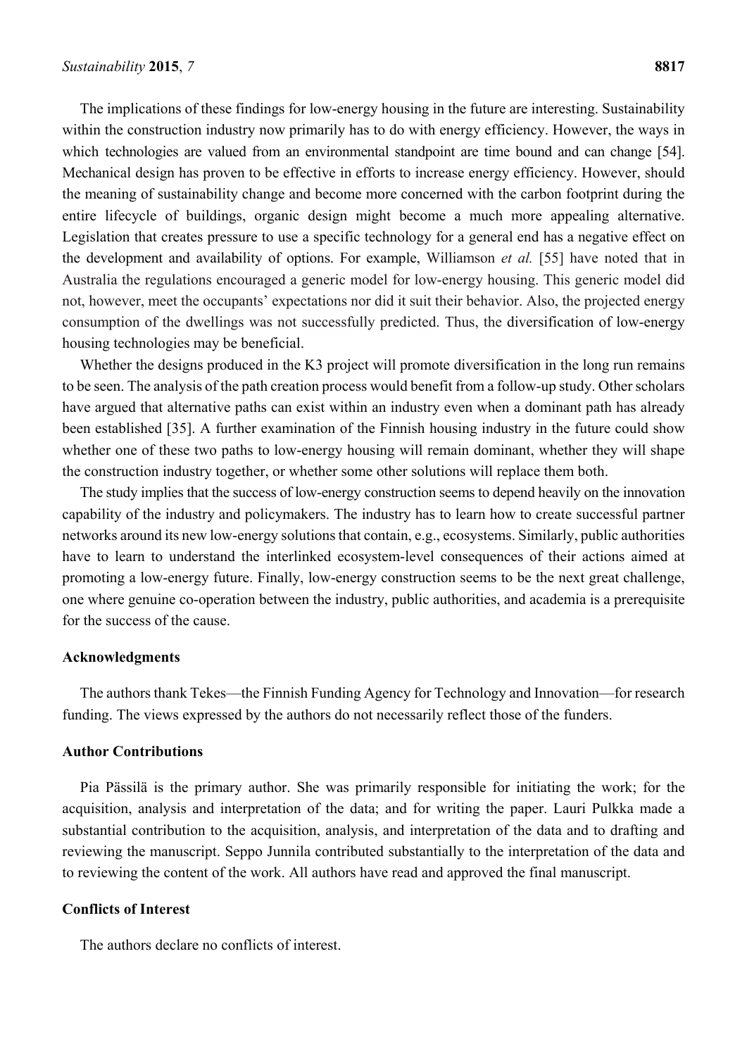The implications of these findings for low-energy housing in the future are interesting. Sustainability within the construction industry now primarily has to do with energy efficiency. However, the ways in which technologies are valued from an environmental standpoint are time bound and can change [54]. Mechanical design has proven to be effective in efforts to increase energy efficiency. However, should the meaning of sustainability change and become more concerned with the carbon footprint during the entire lifecycle of buildings, organic design might become a much more appealing alternative. Legislation that creates pressure to use a specific technology for a general end has a negative effect on the development and availability of options. For example, Williamson *et al.* [55] have noted that in Australia the regulations encouraged a generic model for low-energy housing. This generic model did not, however, meet the occupants' expectations nor did it suit their behavior. Also, the projected energy consumption of the dwellings was not successfully predicted. Thus, the diversification of low-energy housing technologies may be beneficial.

Whether the designs produced in the K3 project will promote diversification in the long run remains to be seen. The analysis of the path creation process would benefit from a follow-up study. Other scholars have argued that alternative paths can exist within an industry even when a dominant path has already been established [35]. A further examination of the Finnish housing industry in the future could show whether one of these two paths to low-energy housing will remain dominant, whether they will shape the construction industry together, or whether some other solutions will replace them both.

The study implies that the success of low-energy construction seems to depend heavily on the innovation capability of the industry and policymakers. The industry has to learn how to create successful partner networks around its new low-energy solutions that contain, e.g., ecosystems. Similarly, public authorities have to learn to understand the interlinked ecosystem-level consequences of their actions aimed at promoting a low-energy future. Finally, low-energy construction seems to be the next great challenge, one where genuine co-operation between the industry, public authorities, and academia is a prerequisite for the success of the cause.

## Acknowledgments

The authors thank Tekes—the Finnish Funding Agency for Technology and Innovation—for research funding. The views expressed by the authors do not necessarily reflect those of the funders.

## Author Contributions

Pia Pässilä is the primary author. She was primarily responsible for initiating the work; for the acquisition, analysis and interpretation of the data; and for writing the paper. Lauri Pulkka made a substantial contribution to the acquisition, analysis, and interpretation of the data and to drafting and reviewing the manuscript. Seppo Junnila contributed substantially to the interpretation of the data and to reviewing the content of the work. All authors have read and approved the final manuscript.

## Conflicts of Interest

The authors declare no conflicts of interest.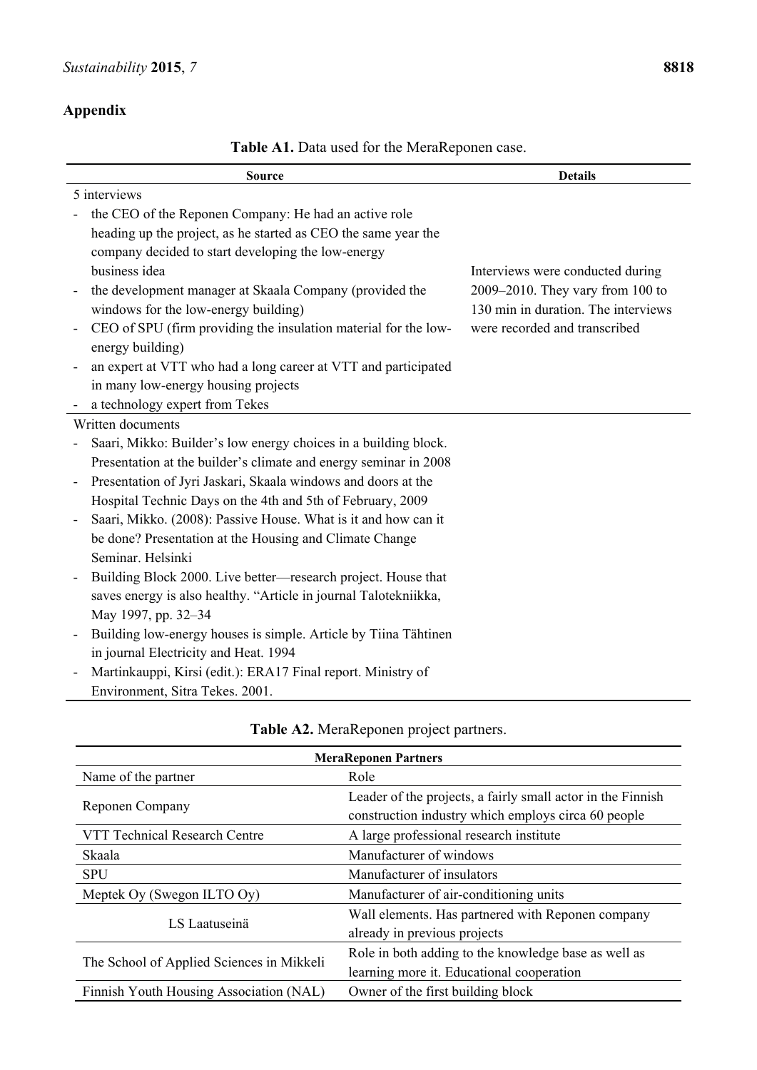## Appendix

**Table A1.** Data used for the MeraReponen case.

| Source | Details |
|---|---|
| 5 interviews<br>- the CEO of the Reponen Company: He had an active role heading up the project, as he started as CEO the same year the company decided to start developing the low-energy business idea<br>- the development manager at Skaala Company (provided the windows for the low-energy building)<br>- CEO of SPU (firm providing the insulation material for the low-energy building)<br>- an expert at VTT who had a long career at VTT and participated in many low-energy housing projects<br>- a technology expert from Tekes | Interviews were conducted during 2009–2010. They vary from 100 to 130 min in duration. The interviews were recorded and transcribed |
| Written documents<br>- Saari, Mikko: Builder's low energy choices in a building block. Presentation at the builder's climate and energy seminar in 2008<br>- Presentation of Jyri Jaskari, Skaala windows and doors at the Hospital Technic Days on the 4th and 5th of February, 2009<br>- Saari, Mikko. (2008): Passive House. What is it and how can it be done? Presentation at the Housing and Climate Change Seminar. Helsinki<br>- Building Block 2000. Live better—research project. House that saves energy is also healthy. "Article in journal Talotekniikka, May 1997, pp. 32–34<br>- Building low-energy houses is simple. Article by Tiina Tähtinen in journal Electricity and Heat. 1994<br>- Martinkauppi, Kirsi (edit.): ERA17 Final report. Ministry of Environment, Sitra Tekes. 2001. | |

**Table A2.** MeraReponen project partners.

| **MeraReponen Partners** | |
|---|---|
| Name of the partner | Role |
| Reponen Company | Leader of the projects, a fairly small actor in the Finnish construction industry which employs circa 60 people |
| VTT Technical Research Centre | A large professional research institute |
| Skaala | Manufacturer of windows |
| SPU | Manufacturer of insulators |
| Meptek Oy (Swegon ILTO Oy) | Manufacturer of air-conditioning units |
| LS Laatuseinä | Wall elements. Has partnered with Reponen company already in previous projects |
| The School of Applied Sciences in Mikkeli | Role in both adding to the knowledge base as well as learning more it. Educational cooperation |
| Finnish Youth Housing Association (NAL) | Owner of the first building block |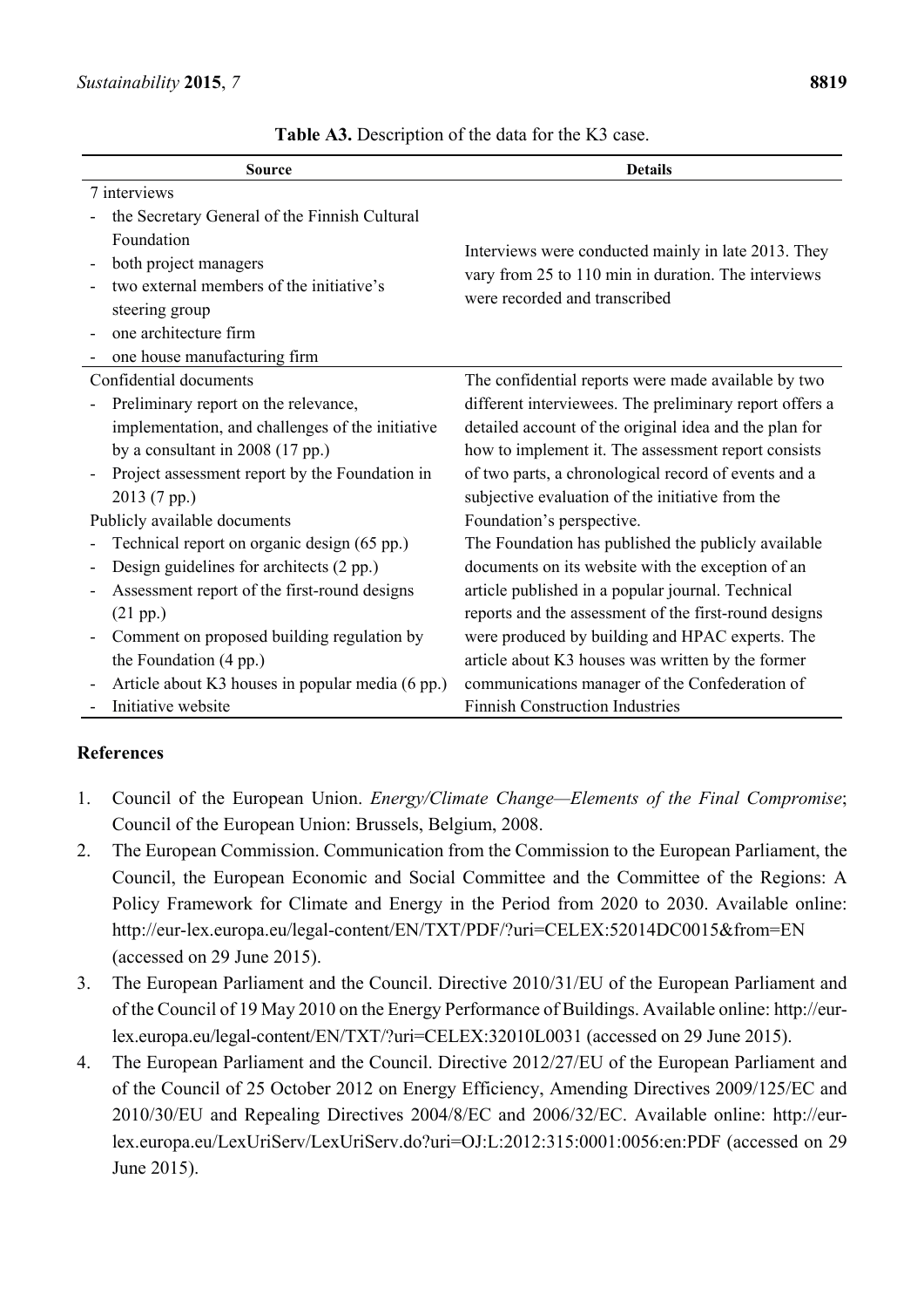**Table A3.** Description of the data for the K3 case.

| Source | Details |
| --- | --- |
| 7 interviews<br>- the Secretary General of the Finnish Cultural Foundation<br>- both project managers<br>- two external members of the initiative's steering group<br>- one architecture firm<br>- one house manufacturing firm | Interviews were conducted mainly in late 2013. They vary from 25 to 110 min in duration. The interviews were recorded and transcribed |
| Confidential documents<br>- Preliminary report on the relevance, implementation, and challenges of the initiative by a consultant in 2008 (17 pp.)<br>- Project assessment report by the Foundation in 2013 (7 pp.) | The confidential reports were made available by two different interviewees. The preliminary report offers a detailed account of the original idea and the plan for how to implement it. The assessment report consists of two parts, a chronological record of events and a subjective evaluation of the initiative from the Foundation's perspective. |
| Publicly available documents<br>- Technical report on organic design (65 pp.)<br>- Design guidelines for architects (2 pp.)<br>- Assessment report of the first-round designs (21 pp.)<br>- Comment on proposed building regulation by the Foundation (4 pp.)<br>- Article about K3 houses in popular media (6 pp.)<br>- Initiative website | The Foundation has published the publicly available documents on its website with the exception of an article published in a popular journal. Technical reports and the assessment of the first-round designs were produced by building and HPAC experts. The article about K3 houses was written by the former communications manager of the Confederation of Finnish Construction Industries |

## References

1. Council of the European Union. *Energy/Climate Change—Elements of the Final Compromise*; Council of the European Union: Brussels, Belgium, 2008.
2. The European Commission. Communication from the Commission to the European Parliament, the Council, the European Economic and Social Committee and the Committee of the Regions: A Policy Framework for Climate and Energy in the Period from 2020 to 2030. Available online: http://eur-lex.europa.eu/legal-content/EN/TXT/PDF/?uri=CELEX:52014DC0015&from=EN (accessed on 29 June 2015).
3. The European Parliament and the Council. Directive 2010/31/EU of the European Parliament and of the Council of 19 May 2010 on the Energy Performance of Buildings. Available online: http://eur-lex.europa.eu/legal-content/EN/TXT/?uri=CELEX:32010L0031 (accessed on 29 June 2015).
4. The European Parliament and the Council. Directive 2012/27/EU of the European Parliament and of the Council of 25 October 2012 on Energy Efficiency, Amending Directives 2009/125/EC and 2010/30/EU and Repealing Directives 2004/8/EC and 2006/32/EC. Available online: http://eur-lex.europa.eu/LexUriServ/LexUriServ.do?uri=OJ:L:2012:315:0001:0056:en:PDF (accessed on 29 June 2015).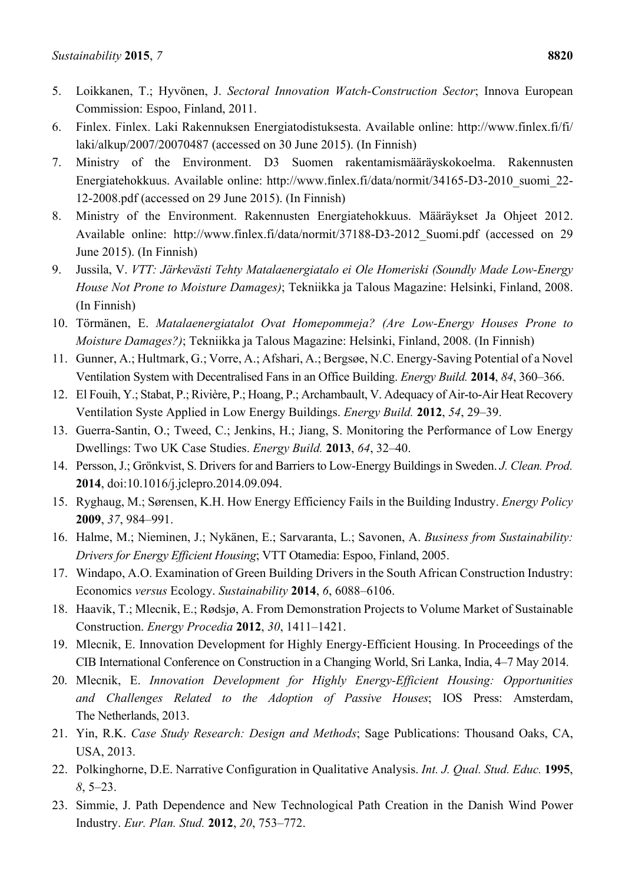5. Loikkanen, T.; Hyvönen, J. *Sectoral Innovation Watch-Construction Sector*; Innova European Commission: Espoo, Finland, 2011.
6. Finlex. Finlex. Laki Rakennuksen Energiatodistuksesta. Available online: http://www.finlex.fi/fi/laki/alkup/2007/20070487 (accessed on 30 June 2015). (In Finnish)
7. Ministry of the Environment. D3 Suomen rakentamismääräyskokoelma. Rakennusten Energiatehokkuus. Available online: http://www.finlex.fi/data/normit/34165-D3-2010_suomi_22-12-2008.pdf (accessed on 29 June 2015). (In Finnish)
8. Ministry of the Environment. Rakennusten Energiatehokkuus. Määräykset Ja Ohjeet 2012. Available online: http://www.finlex.fi/data/normit/37188-D3-2012_Suomi.pdf (accessed on 29 June 2015). (In Finnish)
9. Jussila, V. *VTT: Järkevästi Tehty Matalaenergiatalo ei Ole Homeriski (Soundly Made Low-Energy House Not Prone to Moisture Damages)*; Tekniikka ja Talous Magazine: Helsinki, Finland, 2008. (In Finnish)
10. Törmänen, E. *Matalaenergiatalot Ovat Homepommeja? (Are Low-Energy Houses Prone to Moisture Damages?)*; Tekniikka ja Talous Magazine: Helsinki, Finland, 2008. (In Finnish)
11. Gunner, A.; Hultmark, G.; Vorre, A.; Afshari, A.; Bergsøe, N.C. Energy-Saving Potential of a Novel Ventilation System with Decentralised Fans in an Office Building. *Energy Build.* **2014**, *84*, 360–366.
12. El Fouih, Y.; Stabat, P.; Rivière, P.; Hoang, P.; Archambault, V. Adequacy of Air-to-Air Heat Recovery Ventilation Syste Applied in Low Energy Buildings. *Energy Build.* **2012**, *54*, 29–39.
13. Guerra-Santin, O.; Tweed, C.; Jenkins, H.; Jiang, S. Monitoring the Performance of Low Energy Dwellings: Two UK Case Studies. *Energy Build.* **2013**, *64*, 32–40.
14. Persson, J.; Grönkvist, S. Drivers for and Barriers to Low-Energy Buildings in Sweden. *J. Clean. Prod.* **2014**, doi:10.1016/j.jclepro.2014.09.094.
15. Ryghaug, M.; Sørensen, K.H. How Energy Efficiency Fails in the Building Industry. *Energy Policy* **2009**, *37*, 984–991.
16. Halme, M.; Nieminen, J.; Nykänen, E.; Sarvaranta, L.; Savonen, A. *Business from Sustainability: Drivers for Energy Efficient Housing*; VTT Otamedia: Espoo, Finland, 2005.
17. Windapo, A.O. Examination of Green Building Drivers in the South African Construction Industry: Economics *versus* Ecology. *Sustainability* **2014**, *6*, 6088–6106.
18. Haavik, T.; Mlecnik, E.; Rødsjø, A. From Demonstration Projects to Volume Market of Sustainable Construction. *Energy Procedia* **2012**, *30*, 1411–1421.
19. Mlecnik, E. Innovation Development for Highly Energy-Efficient Housing. In Proceedings of the CIB International Conference on Construction in a Changing World, Sri Lanka, India, 4–7 May 2014.
20. Mlecnik, E. *Innovation Development for Highly Energy-Efficient Housing: Opportunities and Challenges Related to the Adoption of Passive Houses*; IOS Press: Amsterdam, The Netherlands, 2013.
21. Yin, R.K. *Case Study Research: Design and Methods*; Sage Publications: Thousand Oaks, CA, USA, 2013.
22. Polkinghorne, D.E. Narrative Configuration in Qualitative Analysis. *Int. J. Qual. Stud. Educ.* **1995**, *8*, 5–23.
23. Simmie, J. Path Dependence and New Technological Path Creation in the Danish Wind Power Industry. *Eur. Plan. Stud.* **2012**, *20*, 753–772.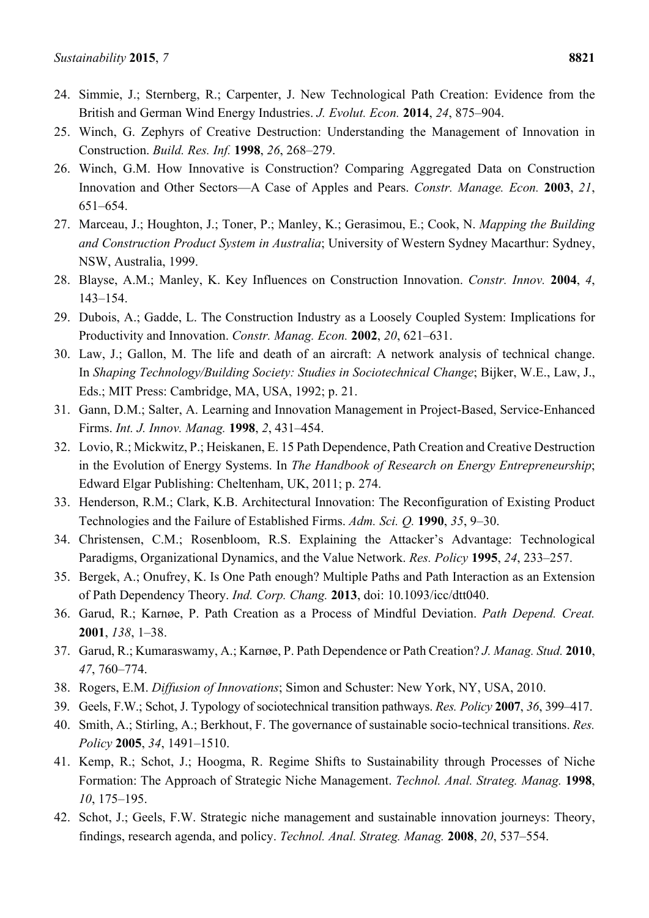24. Simmie, J.; Sternberg, R.; Carpenter, J. New Technological Path Creation: Evidence from the British and German Wind Energy Industries. *J. Evolut. Econ.* **2014**, *24*, 875–904.
25. Winch, G. Zephyrs of Creative Destruction: Understanding the Management of Innovation in Construction. *Build. Res. Inf.* **1998**, *26*, 268–279.
26. Winch, G.M. How Innovative is Construction? Comparing Aggregated Data on Construction Innovation and Other Sectors—A Case of Apples and Pears. *Constr. Manage. Econ.* **2003**, *21*, 651–654.
27. Marceau, J.; Houghton, J.; Toner, P.; Manley, K.; Gerasimou, E.; Cook, N. *Mapping the Building and Construction Product System in Australia*; University of Western Sydney Macarthur: Sydney, NSW, Australia, 1999.
28. Blayse, A.M.; Manley, K. Key Influences on Construction Innovation. *Constr. Innov.* **2004**, *4*, 143–154.
29. Dubois, A.; Gadde, L. The Construction Industry as a Loosely Coupled System: Implications for Productivity and Innovation. *Constr. Manag. Econ.* **2002**, *20*, 621–631.
30. Law, J.; Gallon, M. The life and death of an aircraft: A network analysis of technical change. In *Shaping Technology/Building Society: Studies in Sociotechnical Change*; Bijker, W.E., Law, J., Eds.; MIT Press: Cambridge, MA, USA, 1992; p. 21.
31. Gann, D.M.; Salter, A. Learning and Innovation Management in Project-Based, Service-Enhanced Firms. *Int. J. Innov. Manag.* **1998**, *2*, 431–454.
32. Lovio, R.; Mickwitz, P.; Heiskanen, E. 15 Path Dependence, Path Creation and Creative Destruction in the Evolution of Energy Systems. In *The Handbook of Research on Energy Entrepreneurship*; Edward Elgar Publishing: Cheltenham, UK, 2011; p. 274.
33. Henderson, R.M.; Clark, K.B. Architectural Innovation: The Reconfiguration of Existing Product Technologies and the Failure of Established Firms. *Adm. Sci. Q.* **1990**, *35*, 9–30.
34. Christensen, C.M.; Rosenbloom, R.S. Explaining the Attacker's Advantage: Technological Paradigms, Organizational Dynamics, and the Value Network. *Res. Policy* **1995**, *24*, 233–257.
35. Bergek, A.; Onufrey, K. Is One Path enough? Multiple Paths and Path Interaction as an Extension of Path Dependency Theory. *Ind. Corp. Chang.* **2013**, doi: 10.1093/icc/dtt040.
36. Garud, R.; Karnøe, P. Path Creation as a Process of Mindful Deviation. *Path Depend. Creat.* **2001**, *138*, 1–38.
37. Garud, R.; Kumaraswamy, A.; Karnøe, P. Path Dependence or Path Creation? *J. Manag. Stud.* **2010**, *47*, 760–774.
38. Rogers, E.M. *Diffusion of Innovations*; Simon and Schuster: New York, NY, USA, 2010.
39. Geels, F.W.; Schot, J. Typology of sociotechnical transition pathways. *Res. Policy* **2007**, *36*, 399–417.
40. Smith, A.; Stirling, A.; Berkhout, F. The governance of sustainable socio-technical transitions. *Res. Policy* **2005**, *34*, 1491–1510.
41. Kemp, R.; Schot, J.; Hoogma, R. Regime Shifts to Sustainability through Processes of Niche Formation: The Approach of Strategic Niche Management. *Technol. Anal. Strateg. Manag.* **1998**, *10*, 175–195.
42. Schot, J.; Geels, F.W. Strategic niche management and sustainable innovation journeys: Theory, findings, research agenda, and policy. *Technol. Anal. Strateg. Manag.* **2008**, *20*, 537–554.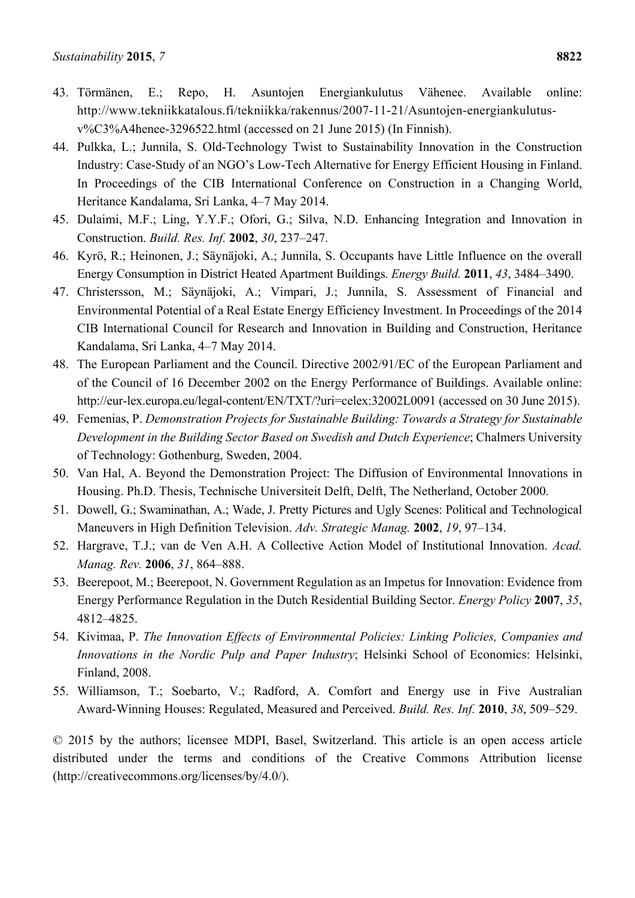43. Törmänen, E.; Repo, H. Asuntojen Energiankulutus Vähenee. Available online: http://www.tekniikkatalous.fi/tekniikka/rakennus/2007-11-21/Asuntojen-energiankulutus-v%C3%A4henee-3296522.html (accessed on 21 June 2015) (In Finnish).
44. Pulkka, L.; Junnila, S. Old-Technology Twist to Sustainability Innovation in the Construction Industry: Case-Study of an NGO's Low-Tech Alternative for Energy Efficient Housing in Finland. In Proceedings of the CIB International Conference on Construction in a Changing World, Heritance Kandalama, Sri Lanka, 4–7 May 2014.
45. Dulaimi, M.F.; Ling, Y.Y.F.; Ofori, G.; Silva, N.D. Enhancing Integration and Innovation in Construction. *Build. Res. Inf.* **2002**, *30*, 237–247.
46. Kyrö, R.; Heinonen, J.; Säynäjoki, A.; Junnila, S. Occupants have Little Influence on the overall Energy Consumption in District Heated Apartment Buildings. *Energy Build.* **2011**, *43*, 3484–3490.
47. Christersson, M.; Säynäjoki, A.; Vimpari, J.; Junnila, S. Assessment of Financial and Environmental Potential of a Real Estate Energy Efficiency Investment. In Proceedings of the 2014 CIB International Council for Research and Innovation in Building and Construction, Heritance Kandalama, Sri Lanka, 4–7 May 2014.
48. The European Parliament and the Council. Directive 2002/91/EC of the European Parliament and of the Council of 16 December 2002 on the Energy Performance of Buildings. Available online: http://eur-lex.europa.eu/legal-content/EN/TXT/?uri=celex:32002L0091 (accessed on 30 June 2015).
49. Femenias, P. *Demonstration Projects for Sustainable Building: Towards a Strategy for Sustainable Development in the Building Sector Based on Swedish and Dutch Experience*; Chalmers University of Technology: Gothenburg, Sweden, 2004.
50. Van Hal, A. Beyond the Demonstration Project: The Diffusion of Environmental Innovations in Housing. Ph.D. Thesis, Technische Universiteit Delft, Delft, The Netherland, October 2000.
51. Dowell, G.; Swaminathan, A.; Wade, J. Pretty Pictures and Ugly Scenes: Political and Technological Maneuvers in High Definition Television. *Adv. Strategic Manag.* **2002**, *19*, 97–134.
52. Hargrave, T.J.; van de Ven A.H. A Collective Action Model of Institutional Innovation. *Acad. Manag. Rev.* **2006**, *31*, 864–888.
53. Beerepoot, M.; Beerepoot, N. Government Regulation as an Impetus for Innovation: Evidence from Energy Performance Regulation in the Dutch Residential Building Sector. *Energy Policy* **2007**, *35*, 4812–4825.
54. Kivimaa, P. *The Innovation Effects of Environmental Policies: Linking Policies, Companies and Innovations in the Nordic Pulp and Paper Industry*; Helsinki School of Economics: Helsinki, Finland, 2008.
55. Williamson, T.; Soebarto, V.; Radford, A. Comfort and Energy use in Five Australian Award-Winning Houses: Regulated, Measured and Perceived. *Build. Res. Inf.* **2010**, *38*, 509–529.

© 2015 by the authors; licensee MDPI, Basel, Switzerland. This article is an open access article distributed under the terms and conditions of the Creative Commons Attribution license (http://creativecommons.org/licenses/by/4.0/).